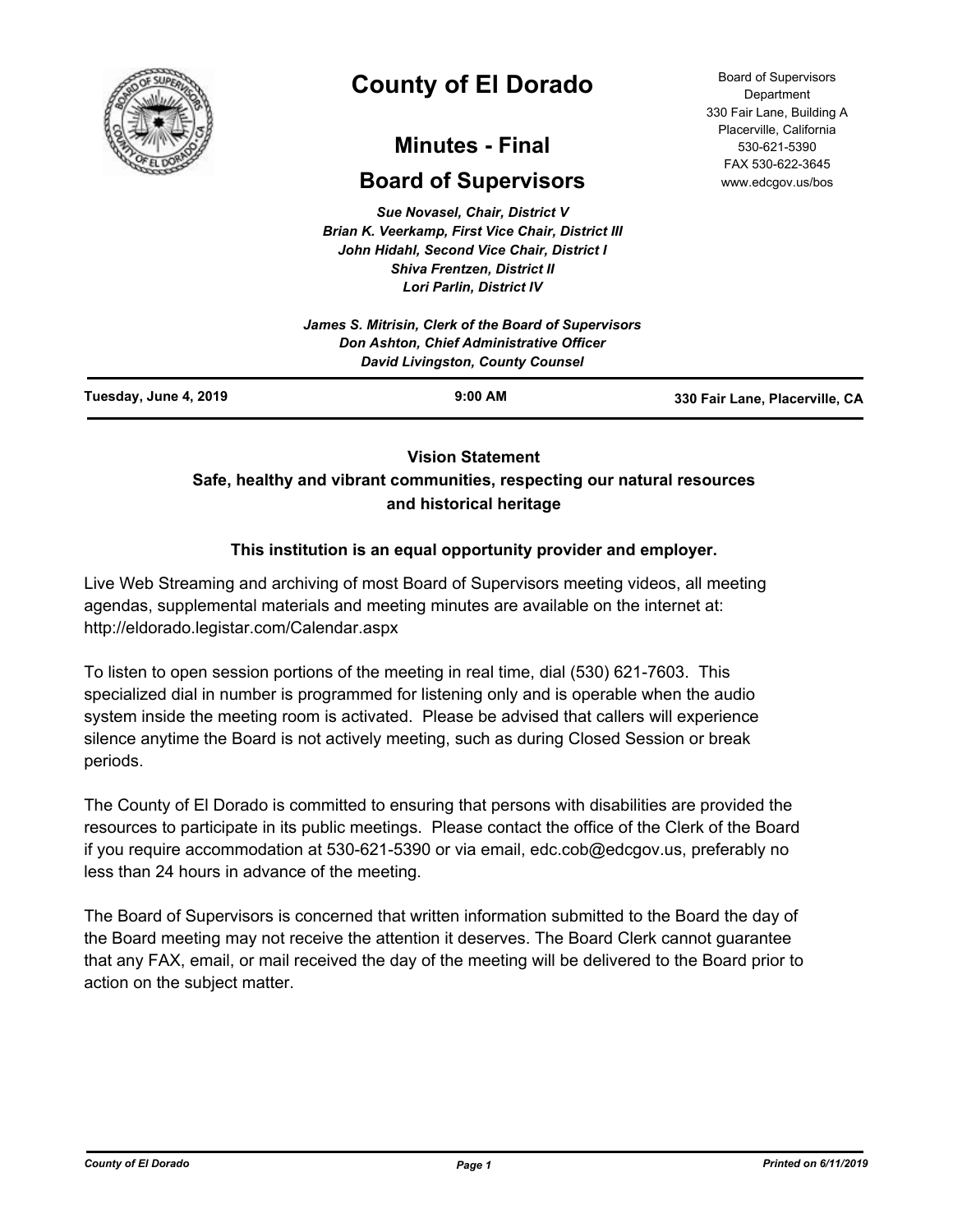# County of El Dorado

## Minutes - Final

## Board of Supervisors

Board of Supervisors Department
330 Fair Lane, Building A
Placerville, California
530-621-5390
FAX 530-622-3645
www.edcgov.us/bos

*Sue Novasel, Chair, District V*
*Brian K. Veerkamp, First Vice Chair, District III*
*John Hidahl, Second Vice Chair, District I*
*Shiva Frentzen, District II*
*Lori Parlin, District IV*

*James S. Mitrisin, Clerk of the Board of Supervisors*
*Don Ashton, Chief Administrative Officer*
*David Livingston, County Counsel*

**Tuesday, June 4, 2019** | **9:00 AM** | **330 Fair Lane, Placerville, CA**

**Vision Statement**
**Safe, healthy and vibrant communities, respecting our natural resources and historical heritage**

**This institution is an equal opportunity provider and employer.**

Live Web Streaming and archiving of most Board of Supervisors meeting videos, all meeting agendas, supplemental materials and meeting minutes are available on the internet at: http://eldorado.legistar.com/Calendar.aspx

To listen to open session portions of the meeting in real time, dial (530) 621-7603. This specialized dial in number is programmed for listening only and is operable when the audio system inside the meeting room is activated. Please be advised that callers will experience silence anytime the Board is not actively meeting, such as during Closed Session or break periods.

The County of El Dorado is committed to ensuring that persons with disabilities are provided the resources to participate in its public meetings. Please contact the office of the Clerk of the Board if you require accommodation at 530-621-5390 or via email, edc.cob@edcgov.us, preferably no less than 24 hours in advance of the meeting.

The Board of Supervisors is concerned that written information submitted to the Board the day of the Board meeting may not receive the attention it deserves. The Board Clerk cannot guarantee that any FAX, email, or mail received the day of the meeting will be delivered to the Board prior to action on the subject matter.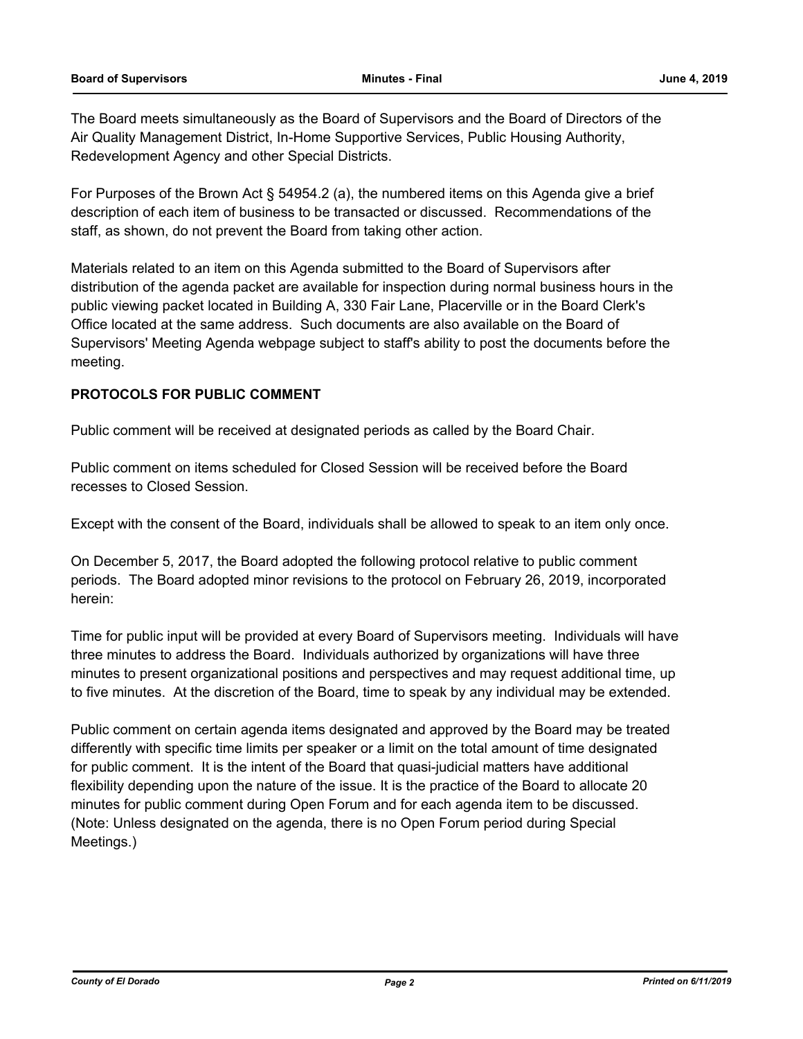The Board meets simultaneously as the Board of Supervisors and the Board of Directors of the Air Quality Management District, In-Home Supportive Services, Public Housing Authority, Redevelopment Agency and other Special Districts.

For Purposes of the Brown Act § 54954.2 (a), the numbered items on this Agenda give a brief description of each item of business to be transacted or discussed. Recommendations of the staff, as shown, do not prevent the Board from taking other action.

Materials related to an item on this Agenda submitted to the Board of Supervisors after distribution of the agenda packet are available for inspection during normal business hours in the public viewing packet located in Building A, 330 Fair Lane, Placerville or in the Board Clerk's Office located at the same address. Such documents are also available on the Board of Supervisors' Meeting Agenda webpage subject to staff's ability to post the documents before the meeting.

**PROTOCOLS FOR PUBLIC COMMENT**

Public comment will be received at designated periods as called by the Board Chair.

Public comment on items scheduled for Closed Session will be received before the Board recesses to Closed Session.

Except with the consent of the Board, individuals shall be allowed to speak to an item only once.

On December 5, 2017, the Board adopted the following protocol relative to public comment periods. The Board adopted minor revisions to the protocol on February 26, 2019, incorporated herein:

Time for public input will be provided at every Board of Supervisors meeting. Individuals will have three minutes to address the Board. Individuals authorized by organizations will have three minutes to present organizational positions and perspectives and may request additional time, up to five minutes. At the discretion of the Board, time to speak by any individual may be extended.

Public comment on certain agenda items designated and approved by the Board may be treated differently with specific time limits per speaker or a limit on the total amount of time designated for public comment. It is the intent of the Board that quasi-judicial matters have additional flexibility depending upon the nature of the issue. It is the practice of the Board to allocate 20 minutes for public comment during Open Forum and for each agenda item to be discussed. (Note: Unless designated on the agenda, there is no Open Forum period during Special Meetings.)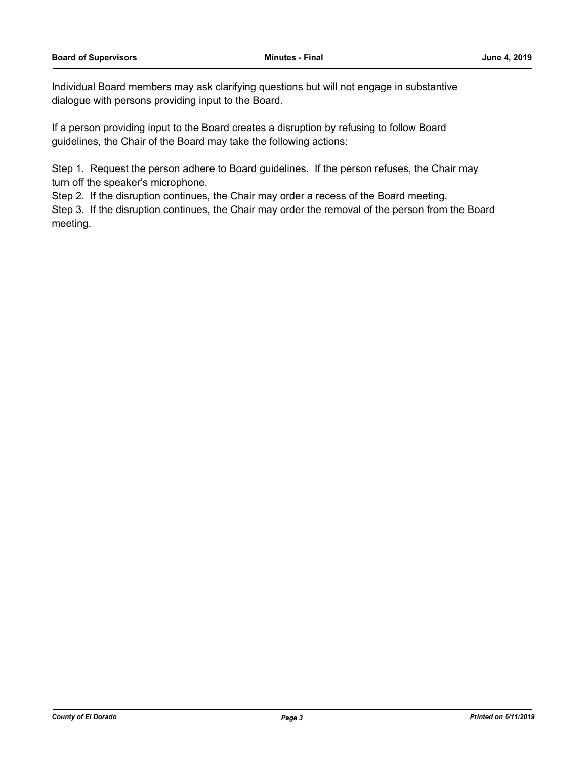Individual Board members may ask clarifying questions but will not engage in substantive dialogue with persons providing input to the Board.

If a person providing input to the Board creates a disruption by refusing to follow Board guidelines, the Chair of the Board may take the following actions:

Step 1. Request the person adhere to Board guidelines. If the person refuses, the Chair may turn off the speaker's microphone.

Step 2. If the disruption continues, the Chair may order a recess of the Board meeting.

Step 3. If the disruption continues, the Chair may order the removal of the person from the Board meeting.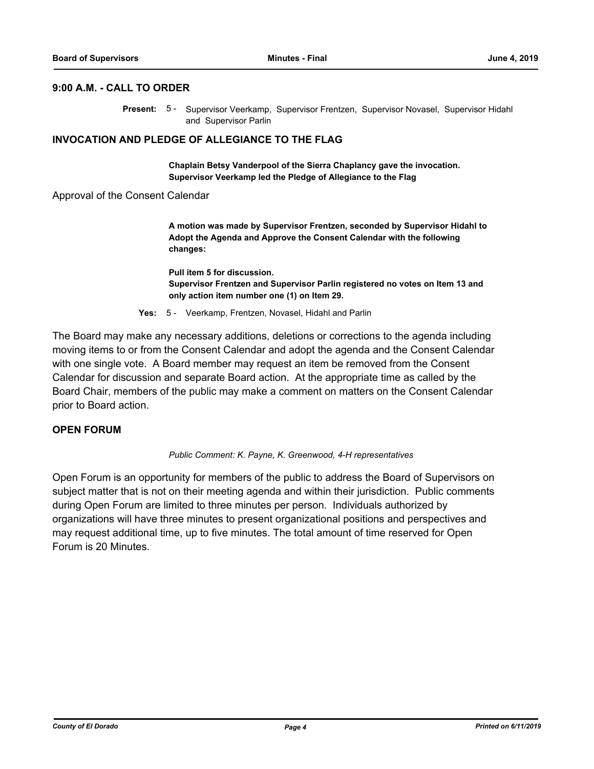## 9:00 A.M. - CALL TO ORDER

**Present:** 5 - Supervisor Veerkamp, Supervisor Frentzen, Supervisor Novasel, Supervisor Hidahl and Supervisor Parlin

## INVOCATION AND PLEDGE OF ALLEGIANCE TO THE FLAG

**Chaplain Betsy Vanderpool of the Sierra Chaplancy gave the invocation. Supervisor Veerkamp led the Pledge of Allegiance to the Flag**

Approval of the Consent Calendar

**A motion was made by Supervisor Frentzen, seconded by Supervisor Hidahl to Adopt the Agenda and Approve the Consent Calendar with the following changes:**

**Pull item 5 for discussion.**
**Supervisor Frentzen and Supervisor Parlin registered no votes on Item 13 and only action item number one (1) on Item 29.**

**Yes:** 5 - Veerkamp, Frentzen, Novasel, Hidahl and Parlin

The Board may make any necessary additions, deletions or corrections to the agenda including moving items to or from the Consent Calendar and adopt the agenda and the Consent Calendar with one single vote. A Board member may request an item be removed from the Consent Calendar for discussion and separate Board action. At the appropriate time as called by the Board Chair, members of the public may make a comment on matters on the Consent Calendar prior to Board action.

## OPEN FORUM

*Public Comment: K. Payne, K. Greenwood, 4-H representatives*

Open Forum is an opportunity for members of the public to address the Board of Supervisors on subject matter that is not on their meeting agenda and within their jurisdiction. Public comments during Open Forum are limited to three minutes per person. Individuals authorized by organizations will have three minutes to present organizational positions and perspectives and may request additional time, up to five minutes. The total amount of time reserved for Open Forum is 20 Minutes.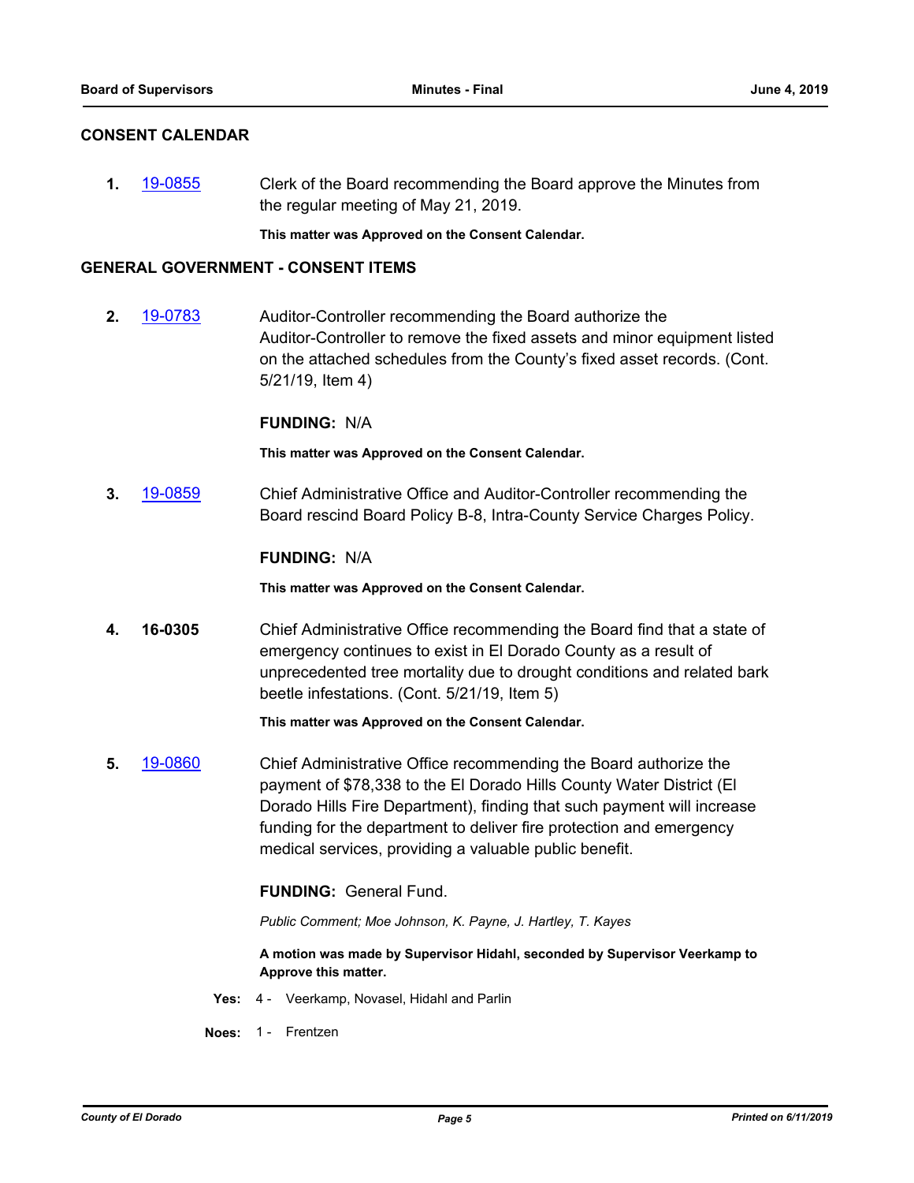## CONSENT CALENDAR

**1.** 19-0855 Clerk of the Board recommending the Board approve the Minutes from the regular meeting of May 21, 2019.

**This matter was Approved on the Consent Calendar.**

## GENERAL GOVERNMENT - CONSENT ITEMS

**2.** 19-0783 Auditor-Controller recommending the Board authorize the Auditor-Controller to remove the fixed assets and minor equipment listed on the attached schedules from the County's fixed asset records. (Cont. 5/21/19, Item 4)

**FUNDING:** N/A

**This matter was Approved on the Consent Calendar.**

**3.** 19-0859 Chief Administrative Office and Auditor-Controller recommending the Board rescind Board Policy B-8, Intra-County Service Charges Policy.

**FUNDING:** N/A

**This matter was Approved on the Consent Calendar.**

**4.** **16-0305** Chief Administrative Office recommending the Board find that a state of emergency continues to exist in El Dorado County as a result of unprecedented tree mortality due to drought conditions and related bark beetle infestations. (Cont. 5/21/19, Item 5)

**This matter was Approved on the Consent Calendar.**

**5.** 19-0860 Chief Administrative Office recommending the Board authorize the payment of $78,338 to the El Dorado Hills County Water District (El Dorado Hills Fire Department), finding that such payment will increase funding for the department to deliver fire protection and emergency medical services, providing a valuable public benefit.

**FUNDING:** General Fund.

*Public Comment; Moe Johnson, K. Payne, J. Hartley, T. Kayes*

**A motion was made by Supervisor Hidahl, seconded by Supervisor Veerkamp to Approve this matter.**

**Yes:** 4 - Veerkamp, Novasel, Hidahl and Parlin

**Noes:** 1 - Frentzen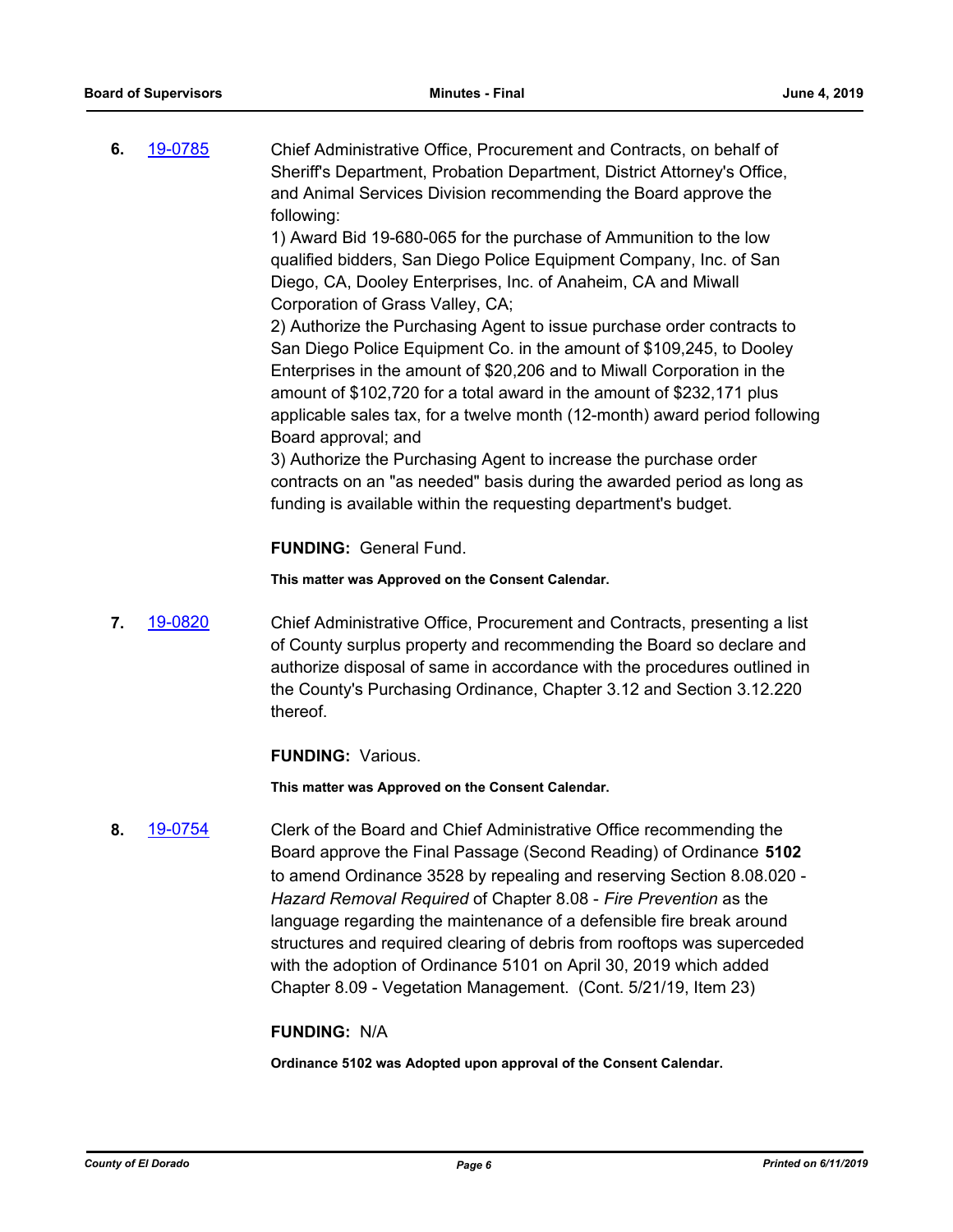**6.** 19-0785 Chief Administrative Office, Procurement and Contracts, on behalf of Sheriff's Department, Probation Department, District Attorney's Office, and Animal Services Division recommending the Board approve the following:

1) Award Bid 19-680-065 for the purchase of Ammunition to the low qualified bidders, San Diego Police Equipment Company, Inc. of San Diego, CA, Dooley Enterprises, Inc. of Anaheim, CA and Miwall Corporation of Grass Valley, CA;

2) Authorize the Purchasing Agent to issue purchase order contracts to San Diego Police Equipment Co. in the amount of $109,245, to Dooley Enterprises in the amount of $20,206 and to Miwall Corporation in the amount of $102,720 for a total award in the amount of $232,171 plus applicable sales tax, for a twelve month (12-month) award period following Board approval; and

3) Authorize the Purchasing Agent to increase the purchase order contracts on an "as needed" basis during the awarded period as long as funding is available within the requesting department's budget.

**FUNDING:** General Fund.

**This matter was Approved on the Consent Calendar.**

**7.** 19-0820 Chief Administrative Office, Procurement and Contracts, presenting a list of County surplus property and recommending the Board so declare and authorize disposal of same in accordance with the procedures outlined in the County's Purchasing Ordinance, Chapter 3.12 and Section 3.12.220 thereof.

**FUNDING:** Various.

**This matter was Approved on the Consent Calendar.**

**8.** 19-0754 Clerk of the Board and Chief Administrative Office recommending the Board approve the Final Passage (Second Reading) of Ordinance **5102** to amend Ordinance 3528 by repealing and reserving Section 8.08.020 - *Hazard Removal Required* of Chapter 8.08 - *Fire Prevention* as the language regarding the maintenance of a defensible fire break around structures and required clearing of debris from rooftops was superceded with the adoption of Ordinance 5101 on April 30, 2019 which added Chapter 8.09 - Vegetation Management. (Cont. 5/21/19, Item 23)

**FUNDING:** N/A

**Ordinance 5102 was Adopted upon approval of the Consent Calendar.**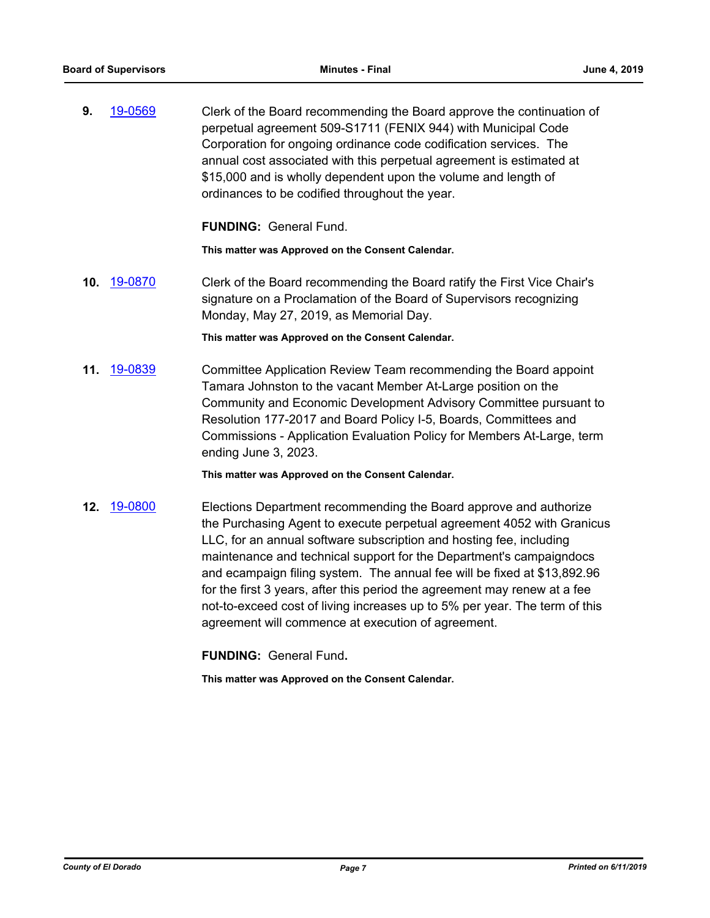**9.** 19-0569 Clerk of the Board recommending the Board approve the continuation of perpetual agreement 509-S1711 (FENIX 944) with Municipal Code Corporation for ongoing ordinance code codification services. The annual cost associated with this perpetual agreement is estimated at $15,000 and is wholly dependent upon the volume and length of ordinances to be codified throughout the year.

**FUNDING:** General Fund.

**This matter was Approved on the Consent Calendar.**

**10.** 19-0870 Clerk of the Board recommending the Board ratify the First Vice Chair's signature on a Proclamation of the Board of Supervisors recognizing Monday, May 27, 2019, as Memorial Day.

**This matter was Approved on the Consent Calendar.**

**11.** 19-0839 Committee Application Review Team recommending the Board appoint Tamara Johnston to the vacant Member At-Large position on the Community and Economic Development Advisory Committee pursuant to Resolution 177-2017 and Board Policy I-5, Boards, Committees and Commissions - Application Evaluation Policy for Members At-Large, term ending June 3, 2023.

**This matter was Approved on the Consent Calendar.**

**12.** 19-0800 Elections Department recommending the Board approve and authorize the Purchasing Agent to execute perpetual agreement 4052 with Granicus LLC, for an annual software subscription and hosting fee, including maintenance and technical support for the Department's campaigndocs and ecampaign filing system. The annual fee will be fixed at $13,892.96 for the first 3 years, after this period the agreement may renew at a fee not-to-exceed cost of living increases up to 5% per year. The term of this agreement will commence at execution of agreement.

**FUNDING:** General Fund.

**This matter was Approved on the Consent Calendar.**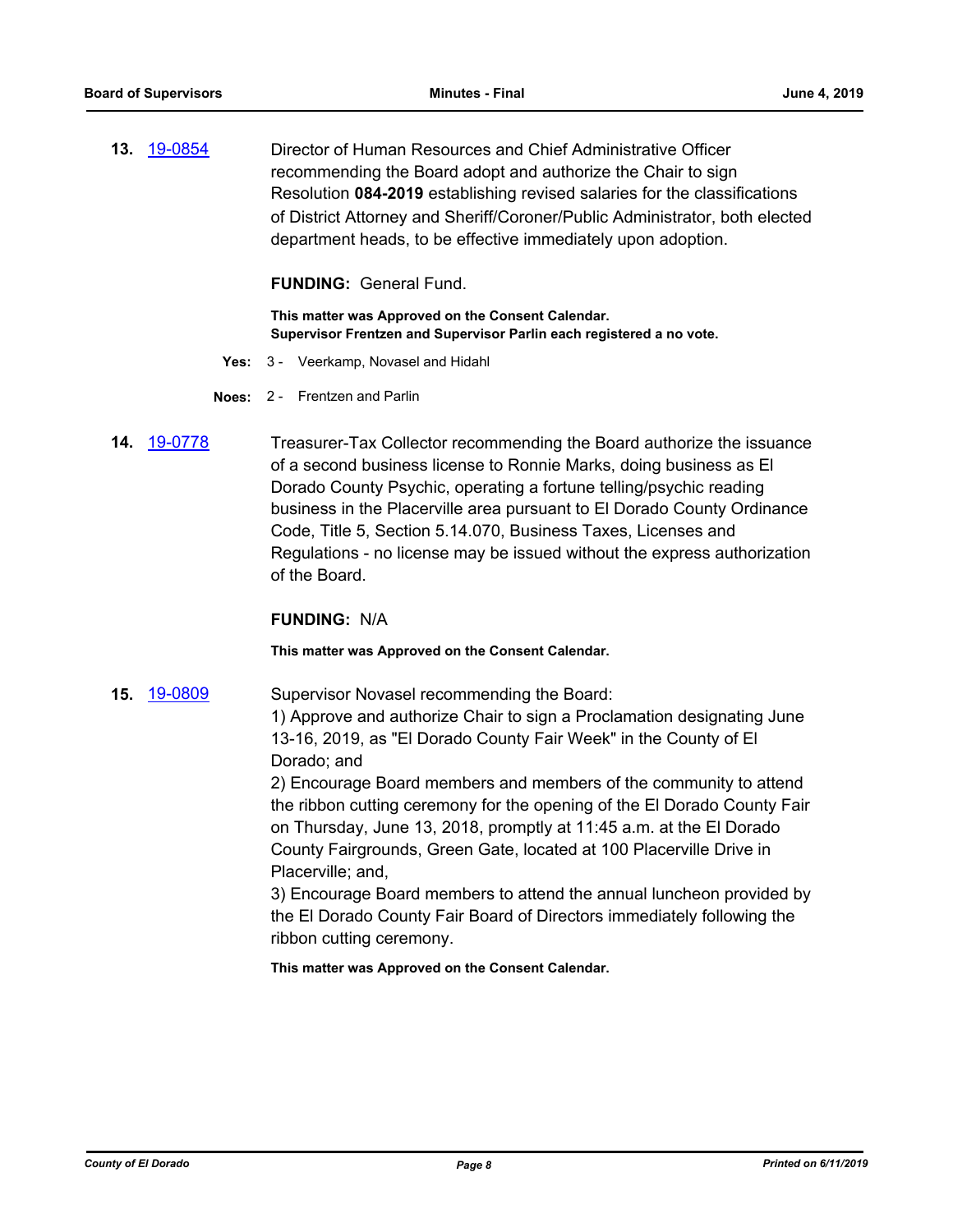**13.** 19-0854

Director of Human Resources and Chief Administrative Officer recommending the Board adopt and authorize the Chair to sign Resolution **084-2019** establishing revised salaries for the classifications of District Attorney and Sheriff/Coroner/Public Administrator, both elected department heads, to be effective immediately upon adoption.

**FUNDING:** General Fund.

**This matter was Approved on the Consent Calendar.**
**Supervisor Frentzen and Supervisor Parlin each registered a no vote.**

**Yes:** 3 - Veerkamp, Novasel and Hidahl

**Noes:** 2 - Frentzen and Parlin

**14.** 19-0778

Treasurer-Tax Collector recommending the Board authorize the issuance of a second business license to Ronnie Marks, doing business as El Dorado County Psychic, operating a fortune telling/psychic reading business in the Placerville area pursuant to El Dorado County Ordinance Code, Title 5, Section 5.14.070, Business Taxes, Licenses and Regulations - no license may be issued without the express authorization of the Board.

**FUNDING:** N/A

**This matter was Approved on the Consent Calendar.**

**15.** 19-0809

Supervisor Novasel recommending the Board:
1) Approve and authorize Chair to sign a Proclamation designating June 13-16, 2019, as "El Dorado County Fair Week" in the County of El Dorado; and
2) Encourage Board members and members of the community to attend the ribbon cutting ceremony for the opening of the El Dorado County Fair on Thursday, June 13, 2018, promptly at 11:45 a.m. at the El Dorado County Fairgrounds, Green Gate, located at 100 Placerville Drive in Placerville; and,
3) Encourage Board members to attend the annual luncheon provided by the El Dorado County Fair Board of Directors immediately following the ribbon cutting ceremony.

**This matter was Approved on the Consent Calendar.**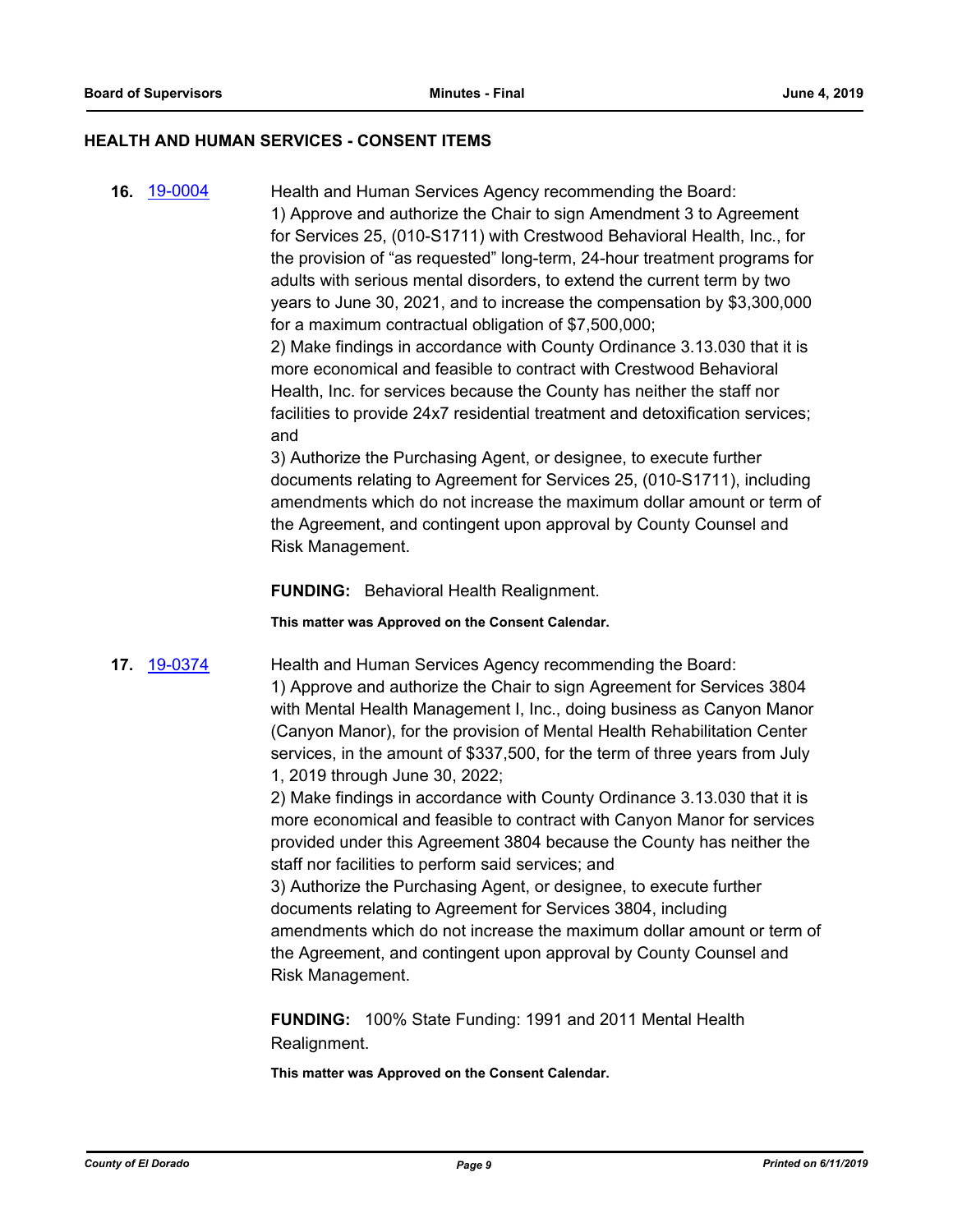## HEALTH AND HUMAN SERVICES - CONSENT ITEMS

**16.** [19-0004](19-0004)

Health and Human Services Agency recommending the Board:

1) Approve and authorize the Chair to sign Amendment 3 to Agreement for Services 25, (010-S1711) with Crestwood Behavioral Health, Inc., for the provision of "as requested" long-term, 24-hour treatment programs for adults with serious mental disorders, to extend the current term by two years to June 30, 2021, and to increase the compensation by $3,300,000 for a maximum contractual obligation of $7,500,000;

2) Make findings in accordance with County Ordinance 3.13.030 that it is more economical and feasible to contract with Crestwood Behavioral Health, Inc. for services because the County has neither the staff nor facilities to provide 24x7 residential treatment and detoxification services; and

3) Authorize the Purchasing Agent, or designee, to execute further documents relating to Agreement for Services 25, (010-S1711), including amendments which do not increase the maximum dollar amount or term of the Agreement, and contingent upon approval by County Counsel and Risk Management.

**FUNDING:** Behavioral Health Realignment.

**This matter was Approved on the Consent Calendar.**

**17.** [19-0374](19-0374)

Health and Human Services Agency recommending the Board:

1) Approve and authorize the Chair to sign Agreement for Services 3804 with Mental Health Management I, Inc., doing business as Canyon Manor (Canyon Manor), for the provision of Mental Health Rehabilitation Center services, in the amount of $337,500, for the term of three years from July 1, 2019 through June 30, 2022;

2) Make findings in accordance with County Ordinance 3.13.030 that it is more economical and feasible to contract with Canyon Manor for services provided under this Agreement 3804 because the County has neither the staff nor facilities to perform said services; and

3) Authorize the Purchasing Agent, or designee, to execute further documents relating to Agreement for Services 3804, including amendments which do not increase the maximum dollar amount or term of the Agreement, and contingent upon approval by County Counsel and Risk Management.

**FUNDING:** 100% State Funding: 1991 and 2011 Mental Health Realignment.

**This matter was Approved on the Consent Calendar.**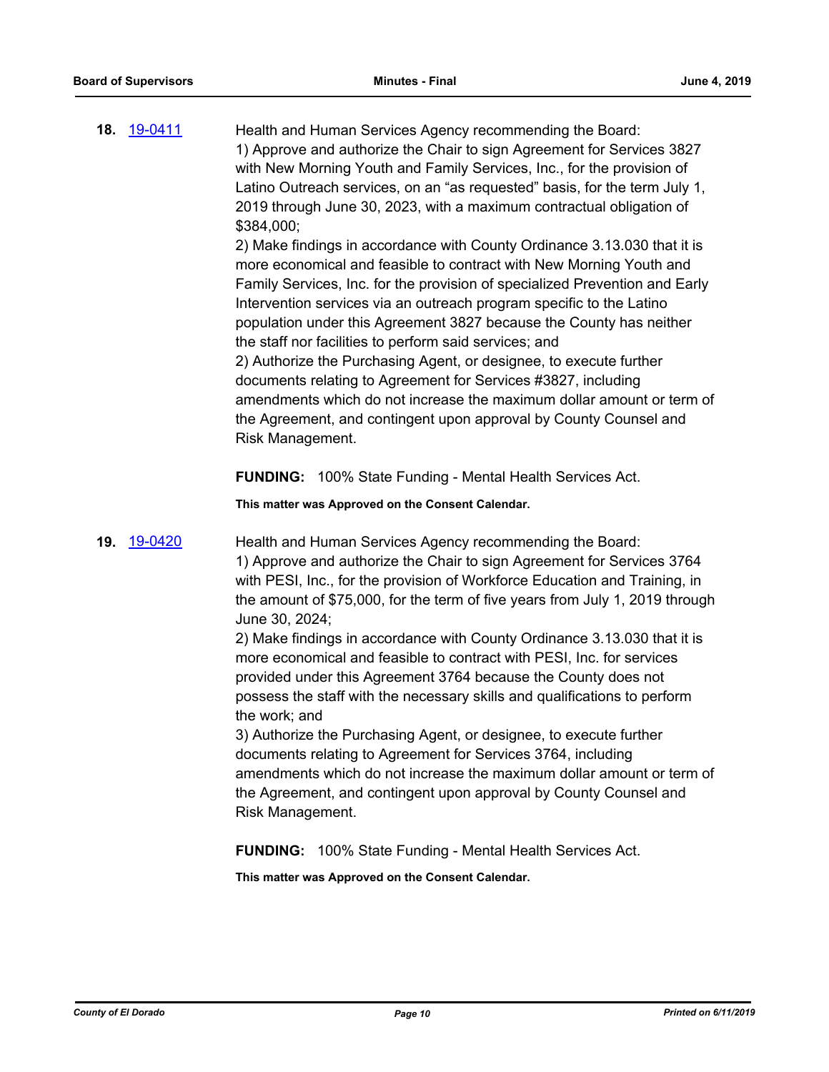**18.** 19-0411 Health and Human Services Agency recommending the Board:

1) Approve and authorize the Chair to sign Agreement for Services 3827 with New Morning Youth and Family Services, Inc., for the provision of Latino Outreach services, on an "as requested" basis, for the term July 1, 2019 through June 30, 2023, with a maximum contractual obligation of $384,000;

2) Make findings in accordance with County Ordinance 3.13.030 that it is more economical and feasible to contract with New Morning Youth and Family Services, Inc. for the provision of specialized Prevention and Early Intervention services via an outreach program specific to the Latino population under this Agreement 3827 because the County has neither the staff nor facilities to perform said services; and

2) Authorize the Purchasing Agent, or designee, to execute further documents relating to Agreement for Services #3827, including amendments which do not increase the maximum dollar amount or term of the Agreement, and contingent upon approval by County Counsel and Risk Management.

**FUNDING:** 100% State Funding - Mental Health Services Act.

**This matter was Approved on the Consent Calendar.**

**19.** 19-0420 Health and Human Services Agency recommending the Board:

1) Approve and authorize the Chair to sign Agreement for Services 3764 with PESI, Inc., for the provision of Workforce Education and Training, in the amount of $75,000, for the term of five years from July 1, 2019 through June 30, 2024;

2) Make findings in accordance with County Ordinance 3.13.030 that it is more economical and feasible to contract with PESI, Inc. for services provided under this Agreement 3764 because the County does not possess the staff with the necessary skills and qualifications to perform the work; and

3) Authorize the Purchasing Agent, or designee, to execute further documents relating to Agreement for Services 3764, including amendments which do not increase the maximum dollar amount or term of the Agreement, and contingent upon approval by County Counsel and Risk Management.

**FUNDING:** 100% State Funding - Mental Health Services Act.

**This matter was Approved on the Consent Calendar.**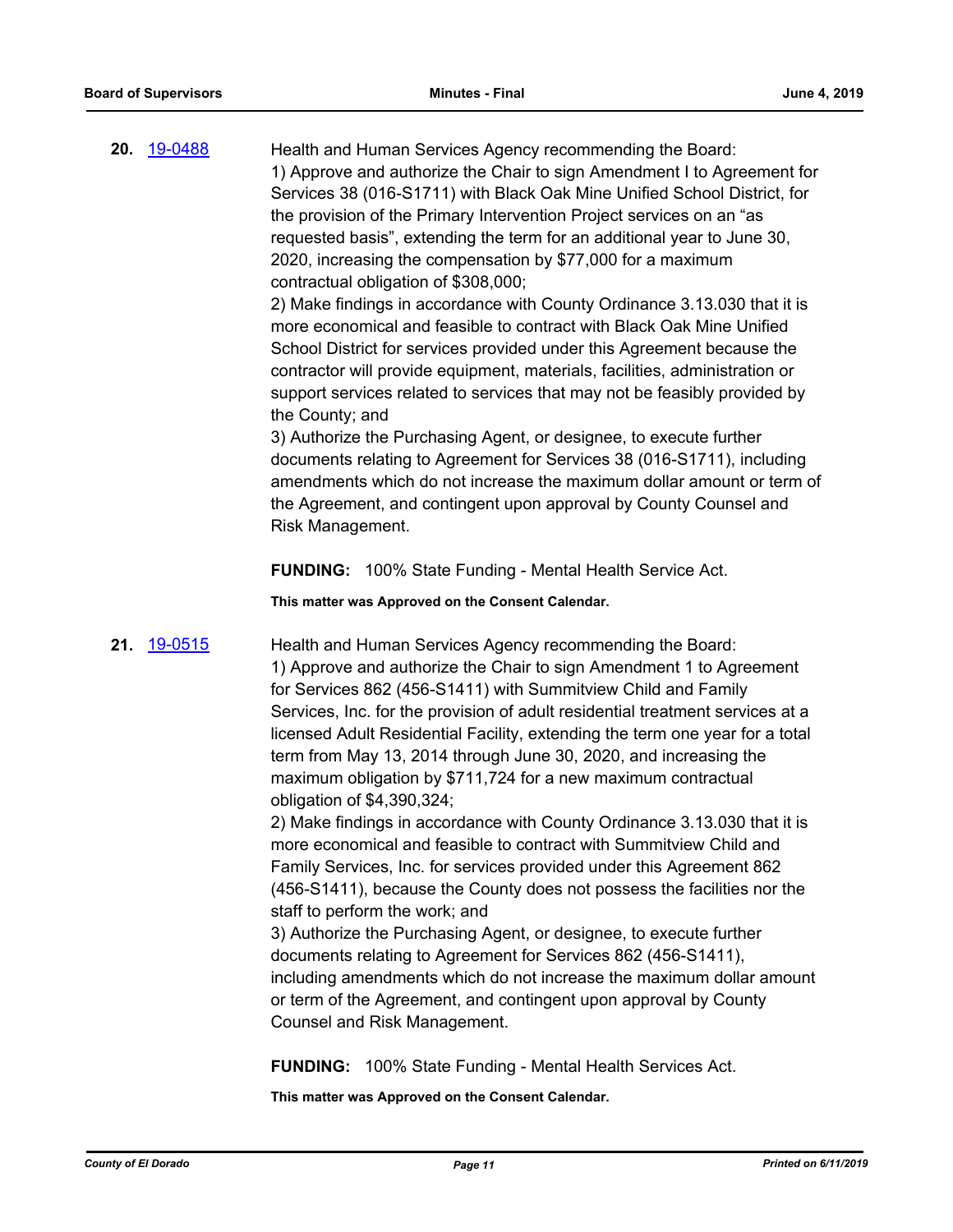**20.** 19-0488

Health and Human Services Agency recommending the Board:
1) Approve and authorize the Chair to sign Amendment I to Agreement for Services 38 (016-S1711) with Black Oak Mine Unified School District, for the provision of the Primary Intervention Project services on an "as requested basis", extending the term for an additional year to June 30, 2020, increasing the compensation by $77,000 for a maximum contractual obligation of $308,000;
2) Make findings in accordance with County Ordinance 3.13.030 that it is more economical and feasible to contract with Black Oak Mine Unified School District for services provided under this Agreement because the contractor will provide equipment, materials, facilities, administration or support services related to services that may not be feasibly provided by the County; and
3) Authorize the Purchasing Agent, or designee, to execute further documents relating to Agreement for Services 38 (016-S1711), including amendments which do not increase the maximum dollar amount or term of the Agreement, and contingent upon approval by County Counsel and Risk Management.

**FUNDING:** 100% State Funding - Mental Health Service Act.

**This matter was Approved on the Consent Calendar.**

**21.** 19-0515

Health and Human Services Agency recommending the Board:
1) Approve and authorize the Chair to sign Amendment 1 to Agreement for Services 862 (456-S1411) with Summitview Child and Family Services, Inc. for the provision of adult residential treatment services at a licensed Adult Residential Facility, extending the term one year for a total term from May 13, 2014 through June 30, 2020, and increasing the maximum obligation by $711,724 for a new maximum contractual obligation of $4,390,324;
2) Make findings in accordance with County Ordinance 3.13.030 that it is more economical and feasible to contract with Summitview Child and Family Services, Inc. for services provided under this Agreement 862 (456-S1411), because the County does not possess the facilities nor the staff to perform the work; and
3) Authorize the Purchasing Agent, or designee, to execute further documents relating to Agreement for Services 862 (456-S1411), including amendments which do not increase the maximum dollar amount or term of the Agreement, and contingent upon approval by County Counsel and Risk Management.

**FUNDING:** 100% State Funding - Mental Health Services Act.

**This matter was Approved on the Consent Calendar.**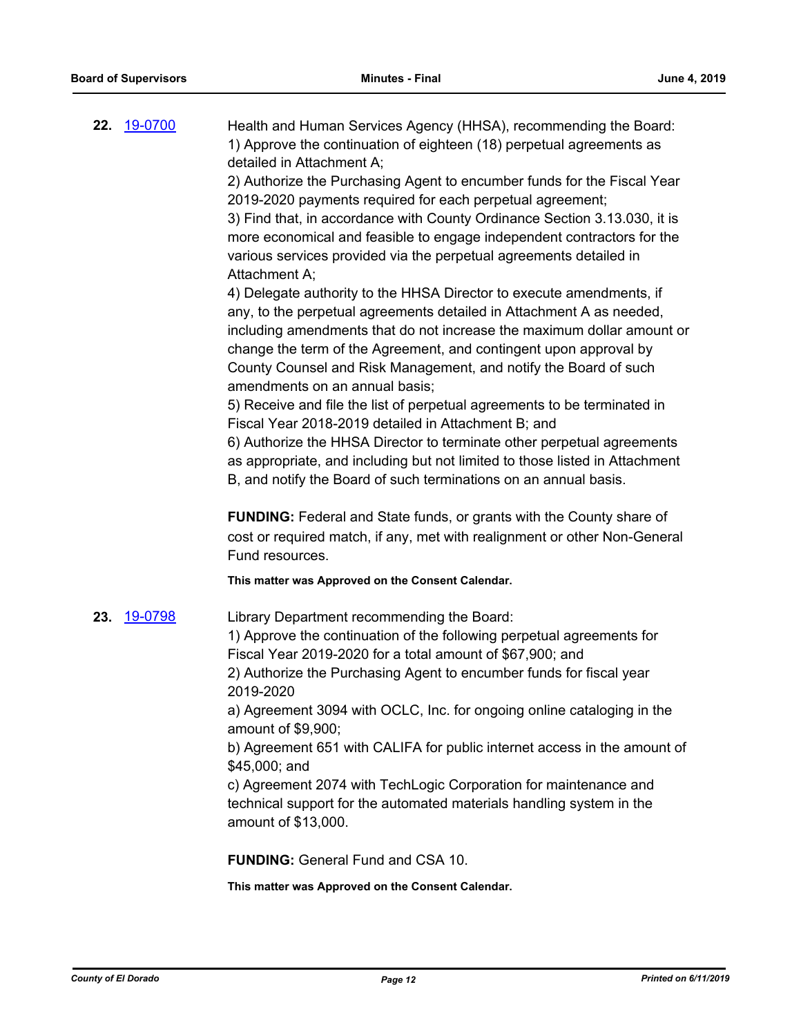**22.** 19-0700

Health and Human Services Agency (HHSA), recommending the Board:
1) Approve the continuation of eighteen (18) perpetual agreements as detailed in Attachment A;
2) Authorize the Purchasing Agent to encumber funds for the Fiscal Year 2019-2020 payments required for each perpetual agreement;
3) Find that, in accordance with County Ordinance Section 3.13.030, it is more economical and feasible to engage independent contractors for the various services provided via the perpetual agreements detailed in Attachment A;
4) Delegate authority to the HHSA Director to execute amendments, if any, to the perpetual agreements detailed in Attachment A as needed, including amendments that do not increase the maximum dollar amount or change the term of the Agreement, and contingent upon approval by County Counsel and Risk Management, and notify the Board of such amendments on an annual basis;
5) Receive and file the list of perpetual agreements to be terminated in Fiscal Year 2018-2019 detailed in Attachment B; and
6) Authorize the HHSA Director to terminate other perpetual agreements as appropriate, and including but not limited to those listed in Attachment B, and notify the Board of such terminations on an annual basis.

**FUNDING:** Federal and State funds, or grants with the County share of cost or required match, if any, met with realignment or other Non-General Fund resources.

**This matter was Approved on the Consent Calendar.**

**23.** 19-0798

Library Department recommending the Board:
1) Approve the continuation of the following perpetual agreements for Fiscal Year 2019-2020 for a total amount of $67,900; and
2) Authorize the Purchasing Agent to encumber funds for fiscal year 2019-2020
a) Agreement 3094 with OCLC, Inc. for ongoing online cataloging in the amount of $9,900;
b) Agreement 651 with CALIFA for public internet access in the amount of $45,000; and
c) Agreement 2074 with TechLogic Corporation for maintenance and technical support for the automated materials handling system in the amount of $13,000.

**FUNDING:** General Fund and CSA 10.

**This matter was Approved on the Consent Calendar.**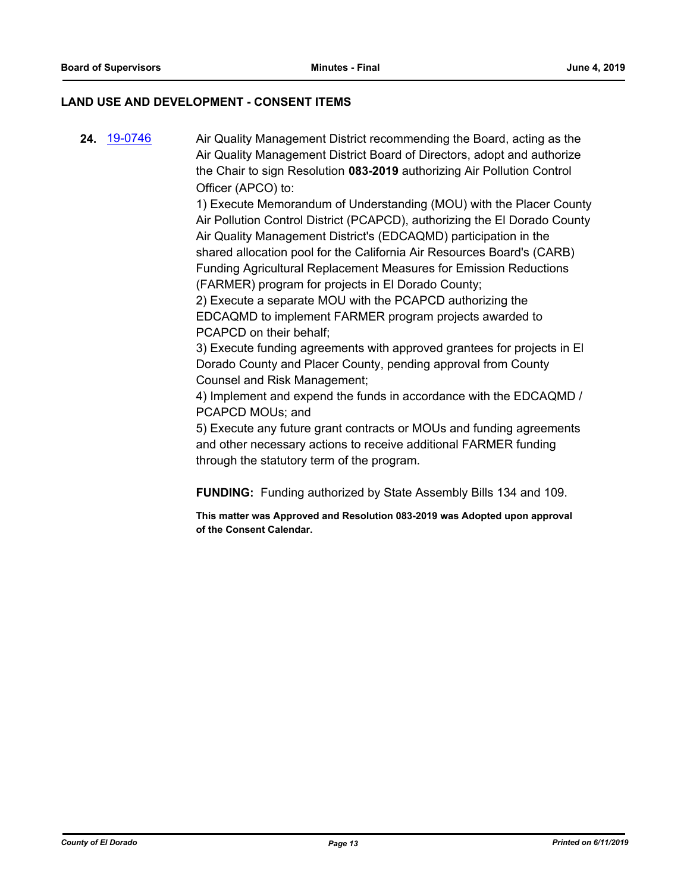## LAND USE AND DEVELOPMENT - CONSENT ITEMS

**24.** 19-0746 Air Quality Management District recommending the Board, acting as the Air Quality Management District Board of Directors, adopt and authorize the Chair to sign Resolution **083-2019** authorizing Air Pollution Control Officer (APCO) to:

1) Execute Memorandum of Understanding (MOU) with the Placer County Air Pollution Control District (PCAPCD), authorizing the El Dorado County Air Quality Management District's (EDCAQMD) participation in the shared allocation pool for the California Air Resources Board's (CARB) Funding Agricultural Replacement Measures for Emission Reductions (FARMER) program for projects in El Dorado County;
2) Execute a separate MOU with the PCAPCD authorizing the EDCAQMD to implement FARMER program projects awarded to PCAPCD on their behalf;
3) Execute funding agreements with approved grantees for projects in El Dorado County and Placer County, pending approval from County Counsel and Risk Management;
4) Implement and expend the funds in accordance with the EDCAQMD / PCAPCD MOUs; and
5) Execute any future grant contracts or MOUs and funding agreements and other necessary actions to receive additional FARMER funding through the statutory term of the program.

**FUNDING:** Funding authorized by State Assembly Bills 134 and 109.

**This matter was Approved and Resolution 083-2019 was Adopted upon approval of the Consent Calendar.**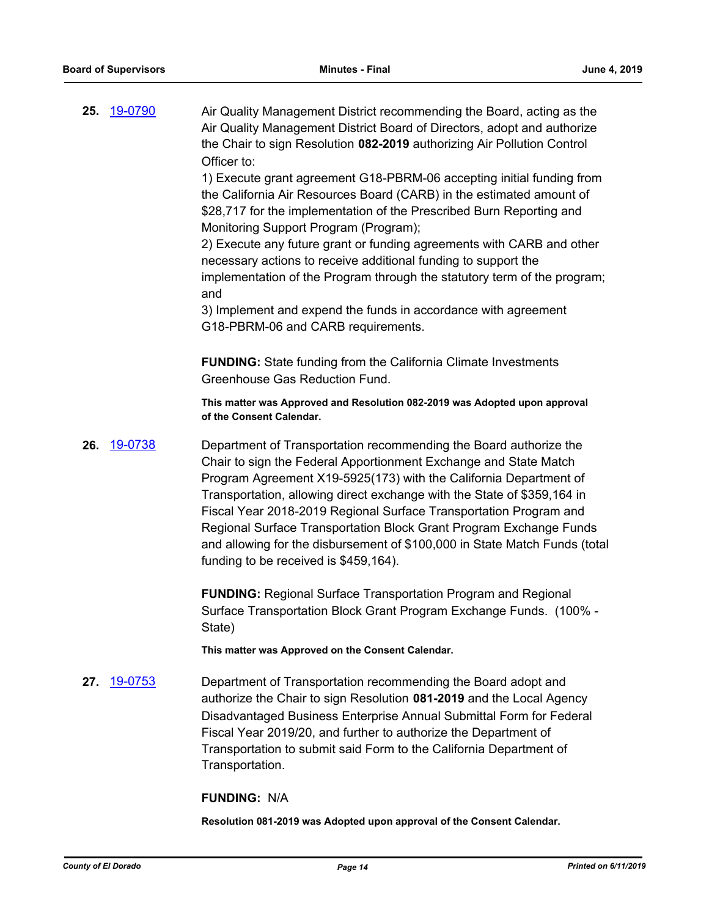**25.** [19-0790](19-0790)

Air Quality Management District recommending the Board, acting as the Air Quality Management District Board of Directors, adopt and authorize the Chair to sign Resolution **082-2019** authorizing Air Pollution Control Officer to:

1) Execute grant agreement G18-PBRM-06 accepting initial funding from the California Air Resources Board (CARB) in the estimated amount of $28,717 for the implementation of the Prescribed Burn Reporting and Monitoring Support Program (Program);

2) Execute any future grant or funding agreements with CARB and other necessary actions to receive additional funding to support the implementation of the Program through the statutory term of the program; and

3) Implement and expend the funds in accordance with agreement G18-PBRM-06 and CARB requirements.

**FUNDING:** State funding from the California Climate Investments Greenhouse Gas Reduction Fund.

**This matter was Approved and Resolution 082-2019 was Adopted upon approval of the Consent Calendar.**

**26.** [19-0738](19-0738)

Department of Transportation recommending the Board authorize the Chair to sign the Federal Apportionment Exchange and State Match Program Agreement X19-5925(173) with the California Department of Transportation, allowing direct exchange with the State of $359,164 in Fiscal Year 2018-2019 Regional Surface Transportation Program and Regional Surface Transportation Block Grant Program Exchange Funds and allowing for the disbursement of $100,000 in State Match Funds (total funding to be received is $459,164).

**FUNDING:** Regional Surface Transportation Program and Regional Surface Transportation Block Grant Program Exchange Funds. (100% - State)

**This matter was Approved on the Consent Calendar.**

**27.** [19-0753](19-0753)

Department of Transportation recommending the Board adopt and authorize the Chair to sign Resolution **081-2019** and the Local Agency Disadvantaged Business Enterprise Annual Submittal Form for Federal Fiscal Year 2019/20, and further to authorize the Department of Transportation to submit said Form to the California Department of Transportation.

**FUNDING:** N/A

**Resolution 081-2019 was Adopted upon approval of the Consent Calendar.**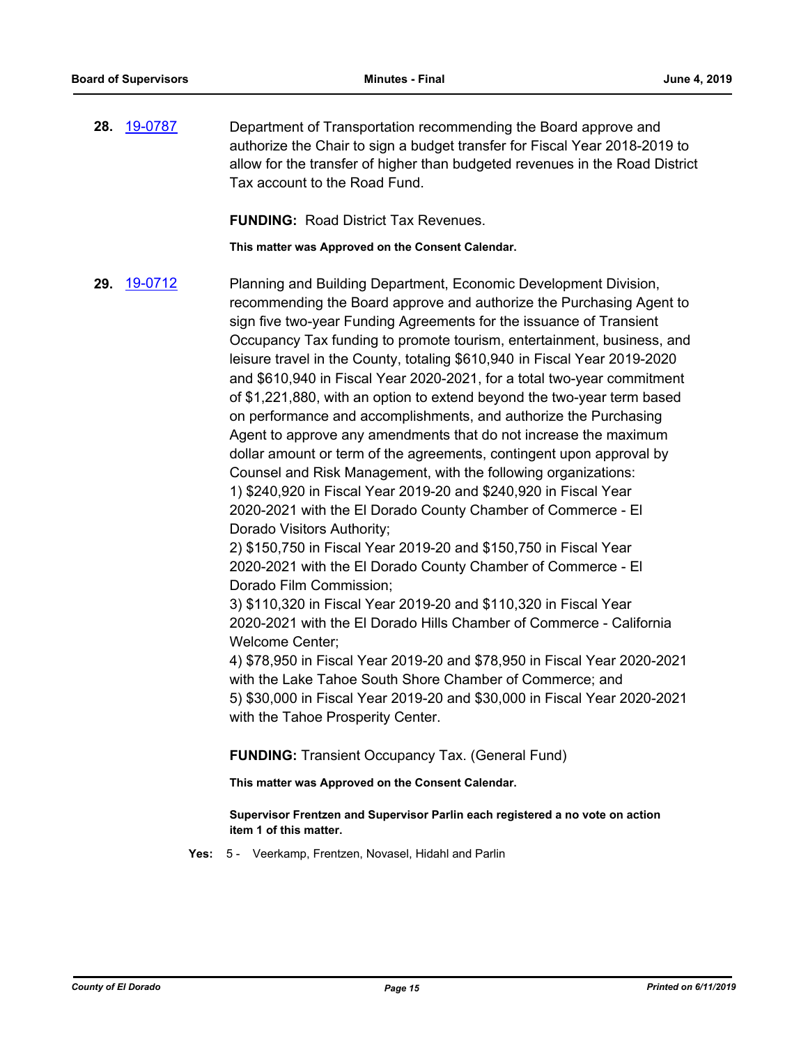**28.** 19-0787 Department of Transportation recommending the Board approve and authorize the Chair to sign a budget transfer for Fiscal Year 2018-2019 to allow for the transfer of higher than budgeted revenues in the Road District Tax account to the Road Fund.

**FUNDING:** Road District Tax Revenues.

**This matter was Approved on the Consent Calendar.**

**29.** 19-0712 Planning and Building Department, Economic Development Division, recommending the Board approve and authorize the Purchasing Agent to sign five two-year Funding Agreements for the issuance of Transient Occupancy Tax funding to promote tourism, entertainment, business, and leisure travel in the County, totaling $610,940 in Fiscal Year 2019-2020 and $610,940 in Fiscal Year 2020-2021, for a total two-year commitment of $1,221,880, with an option to extend beyond the two-year term based on performance and accomplishments, and authorize the Purchasing Agent to approve any amendments that do not increase the maximum dollar amount or term of the agreements, contingent upon approval by Counsel and Risk Management, with the following organizations:

1) $240,920 in Fiscal Year 2019-20 and $240,920 in Fiscal Year 2020-2021 with the El Dorado County Chamber of Commerce - El Dorado Visitors Authority;

2) $150,750 in Fiscal Year 2019-20 and $150,750 in Fiscal Year 2020-2021 with the El Dorado County Chamber of Commerce - El Dorado Film Commission;

3) $110,320 in Fiscal Year 2019-20 and $110,320 in Fiscal Year 2020-2021 with the El Dorado Hills Chamber of Commerce - California Welcome Center;

4) $78,950 in Fiscal Year 2019-20 and $78,950 in Fiscal Year 2020-2021 with the Lake Tahoe South Shore Chamber of Commerce; and

5) $30,000 in Fiscal Year 2019-20 and $30,000 in Fiscal Year 2020-2021 with the Tahoe Prosperity Center.

**FUNDING:** Transient Occupancy Tax. (General Fund)

**This matter was Approved on the Consent Calendar.**

**Supervisor Frentzen and Supervisor Parlin each registered a no vote on action item 1 of this matter.**

**Yes:** 5 - Veerkamp, Frentzen, Novasel, Hidahl and Parlin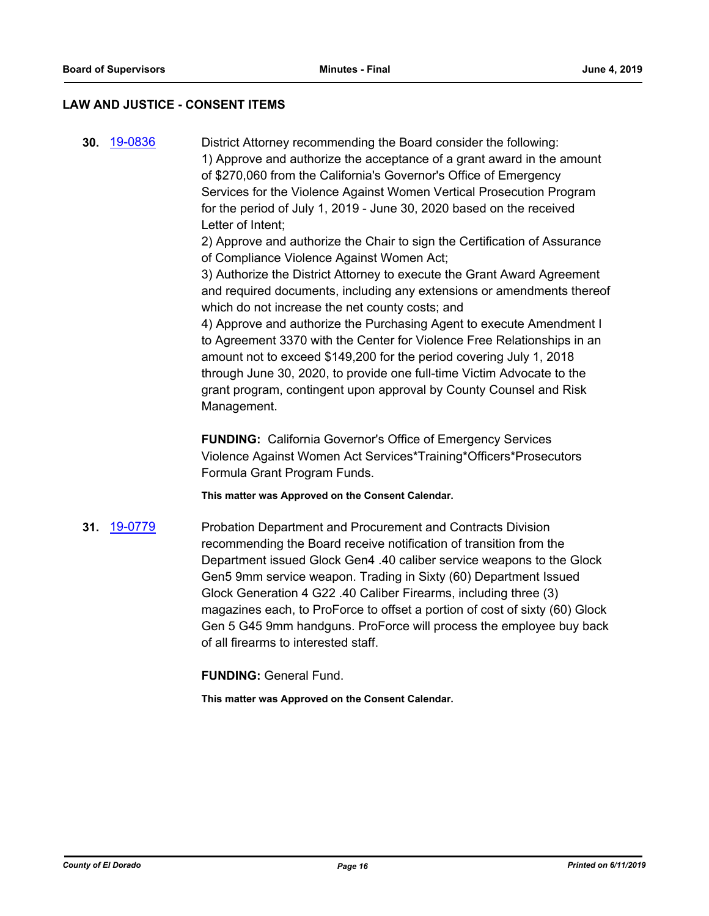## LAW AND JUSTICE - CONSENT ITEMS

**30.** 19-0836

District Attorney recommending the Board consider the following:
1) Approve and authorize the acceptance of a grant award in the amount of $270,060 from the California's Governor's Office of Emergency Services for the Violence Against Women Vertical Prosecution Program for the period of July 1, 2019 - June 30, 2020 based on the received Letter of Intent;
2) Approve and authorize the Chair to sign the Certification of Assurance of Compliance Violence Against Women Act;
3) Authorize the District Attorney to execute the Grant Award Agreement and required documents, including any extensions or amendments thereof which do not increase the net county costs; and
4) Approve and authorize the Purchasing Agent to execute Amendment I to Agreement 3370 with the Center for Violence Free Relationships in an amount not to exceed $149,200 for the period covering July 1, 2018 through June 30, 2020, to provide one full-time Victim Advocate to the grant program, contingent upon approval by County Counsel and Risk Management.

**FUNDING:** California Governor's Office of Emergency Services Violence Against Women Act Services*Training*Officers*Prosecutors Formula Grant Program Funds.

**This matter was Approved on the Consent Calendar.**

**31.** 19-0779

Probation Department and Procurement and Contracts Division recommending the Board receive notification of transition from the Department issued Glock Gen4 .40 caliber service weapons to the Glock Gen5 9mm service weapon. Trading in Sixty (60) Department Issued Glock Generation 4 G22 .40 Caliber Firearms, including three (3) magazines each, to ProForce to offset a portion of cost of sixty (60) Glock Gen 5 G45 9mm handguns. ProForce will process the employee buy back of all firearms to interested staff.

**FUNDING:** General Fund.

**This matter was Approved on the Consent Calendar.**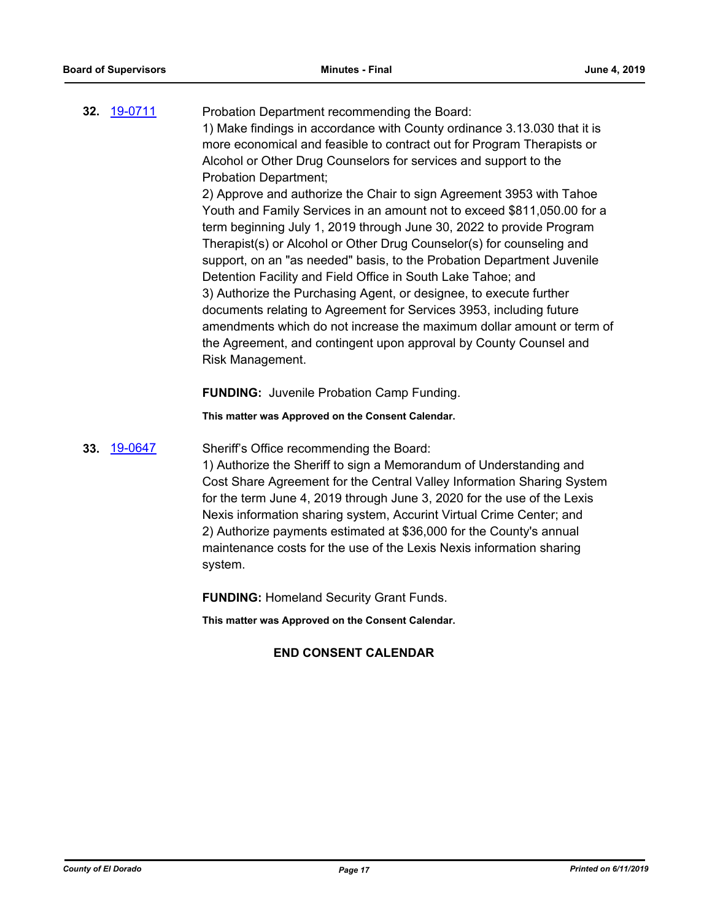**32.** 19-0711 Probation Department recommending the Board:

1) Make findings in accordance with County ordinance 3.13.030 that it is more economical and feasible to contract out for Program Therapists or Alcohol or Other Drug Counselors for services and support to the Probation Department;

2) Approve and authorize the Chair to sign Agreement 3953 with Tahoe Youth and Family Services in an amount not to exceed $811,050.00 for a term beginning July 1, 2019 through June 30, 2022 to provide Program Therapist(s) or Alcohol or Other Drug Counselor(s) for counseling and support, on an "as needed" basis, to the Probation Department Juvenile Detention Facility and Field Office in South Lake Tahoe; and

3) Authorize the Purchasing Agent, or designee, to execute further documents relating to Agreement for Services 3953, including future amendments which do not increase the maximum dollar amount or term of the Agreement, and contingent upon approval by County Counsel and Risk Management.

**FUNDING:** Juvenile Probation Camp Funding.

**This matter was Approved on the Consent Calendar.**

**33.** 19-0647 Sheriff's Office recommending the Board:

1) Authorize the Sheriff to sign a Memorandum of Understanding and Cost Share Agreement for the Central Valley Information Sharing System for the term June 4, 2019 through June 3, 2020 for the use of the Lexis Nexis information sharing system, Accurint Virtual Crime Center; and

2) Authorize payments estimated at $36,000 for the County's annual maintenance costs for the use of the Lexis Nexis information sharing system.

**FUNDING:** Homeland Security Grant Funds.

**This matter was Approved on the Consent Calendar.**

**END CONSENT CALENDAR**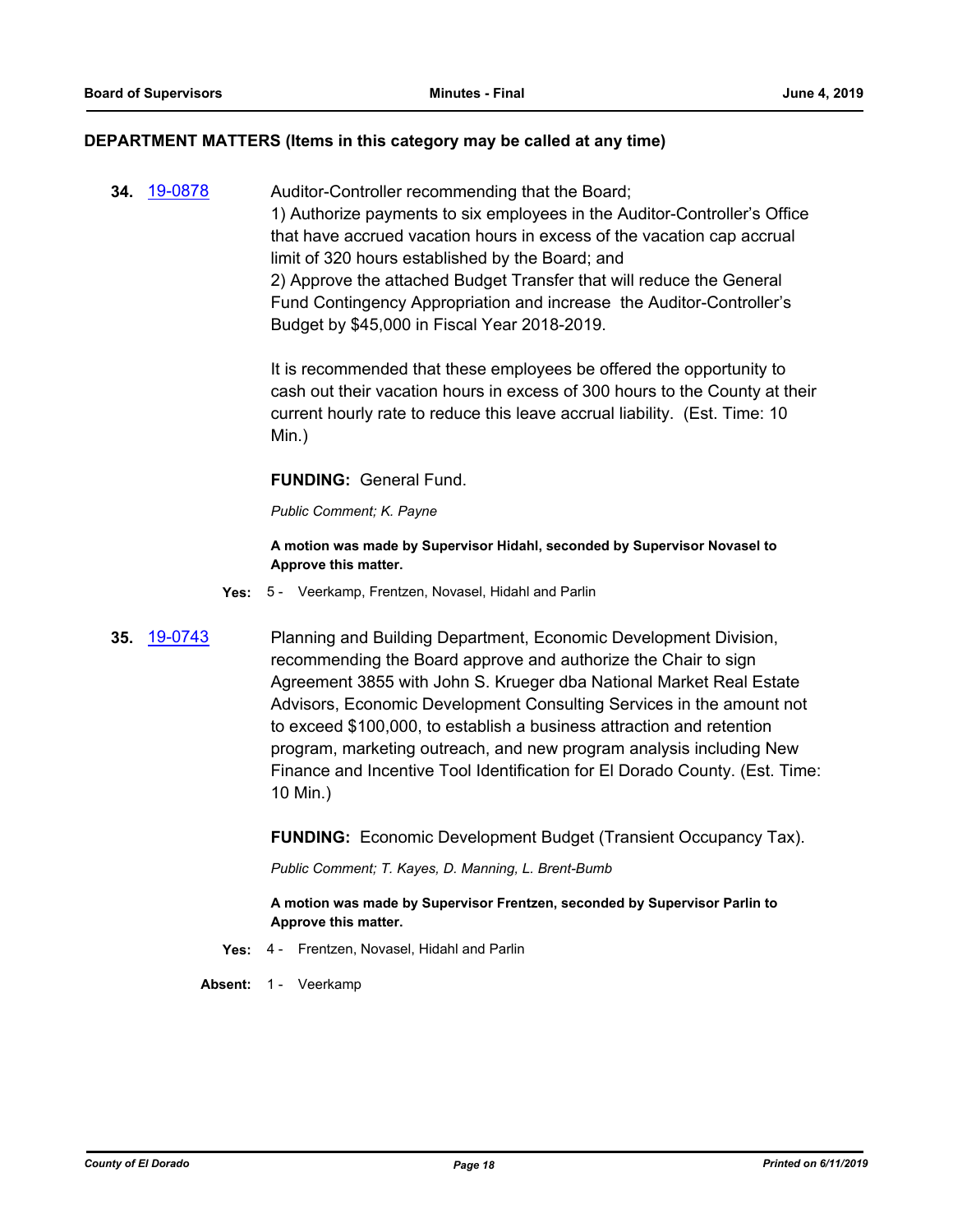## DEPARTMENT MATTERS (Items in this category may be called at any time)

**34.** [19-0878](19-0878)

Auditor-Controller recommending that the Board;
1) Authorize payments to six employees in the Auditor-Controller's Office that have accrued vacation hours in excess of the vacation cap accrual limit of 320 hours established by the Board; and
2) Approve the attached Budget Transfer that will reduce the General Fund Contingency Appropriation and increase the Auditor-Controller's Budget by $45,000 in Fiscal Year 2018-2019.

It is recommended that these employees be offered the opportunity to cash out their vacation hours in excess of 300 hours to the County at their current hourly rate to reduce this leave accrual liability. (Est. Time: 10 Min.)

**FUNDING:** General Fund.

*Public Comment; K. Payne*

**A motion was made by Supervisor Hidahl, seconded by Supervisor Novasel to Approve this matter.**

**Yes:** 5 - Veerkamp, Frentzen, Novasel, Hidahl and Parlin

**35.** [19-0743](19-0743)

Planning and Building Department, Economic Development Division, recommending the Board approve and authorize the Chair to sign Agreement 3855 with John S. Krueger dba National Market Real Estate Advisors, Economic Development Consulting Services in the amount not to exceed $100,000, to establish a business attraction and retention program, marketing outreach, and new program analysis including New Finance and Incentive Tool Identification for El Dorado County. (Est. Time: 10 Min.)

**FUNDING:** Economic Development Budget (Transient Occupancy Tax).

*Public Comment; T. Kayes, D. Manning, L. Brent-Bumb*

**A motion was made by Supervisor Frentzen, seconded by Supervisor Parlin to Approve this matter.**

**Yes:** 4 - Frentzen, Novasel, Hidahl and Parlin

**Absent:** 1 - Veerkamp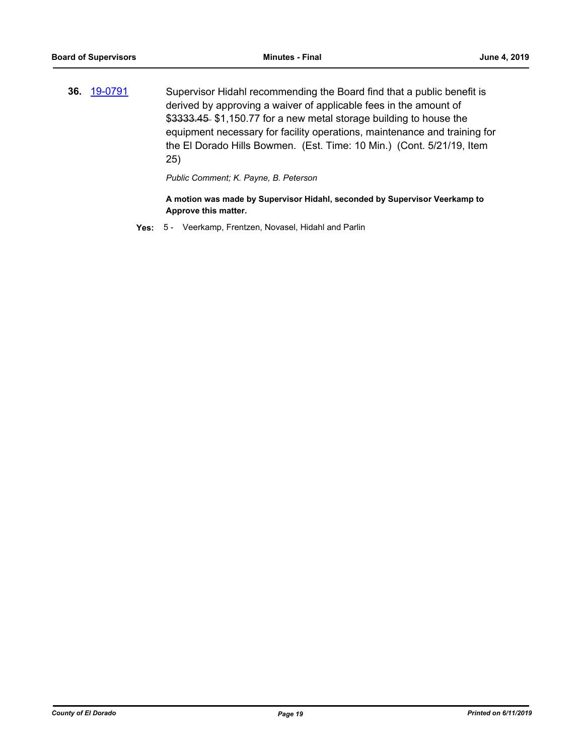**36.** 19-0791 Supervisor Hidahl recommending the Board find that a public benefit is derived by approving a waiver of applicable fees in the amount of $~~3333.45~~ $1,150.77 for a new metal storage building to house the equipment necessary for facility operations, maintenance and training for the El Dorado Hills Bowmen. (Est. Time: 10 Min.) (Cont. 5/21/19, Item 25)

*Public Comment; K. Payne, B. Peterson*

**A motion was made by Supervisor Hidahl, seconded by Supervisor Veerkamp to Approve this matter.**

**Yes:** 5 - Veerkamp, Frentzen, Novasel, Hidahl and Parlin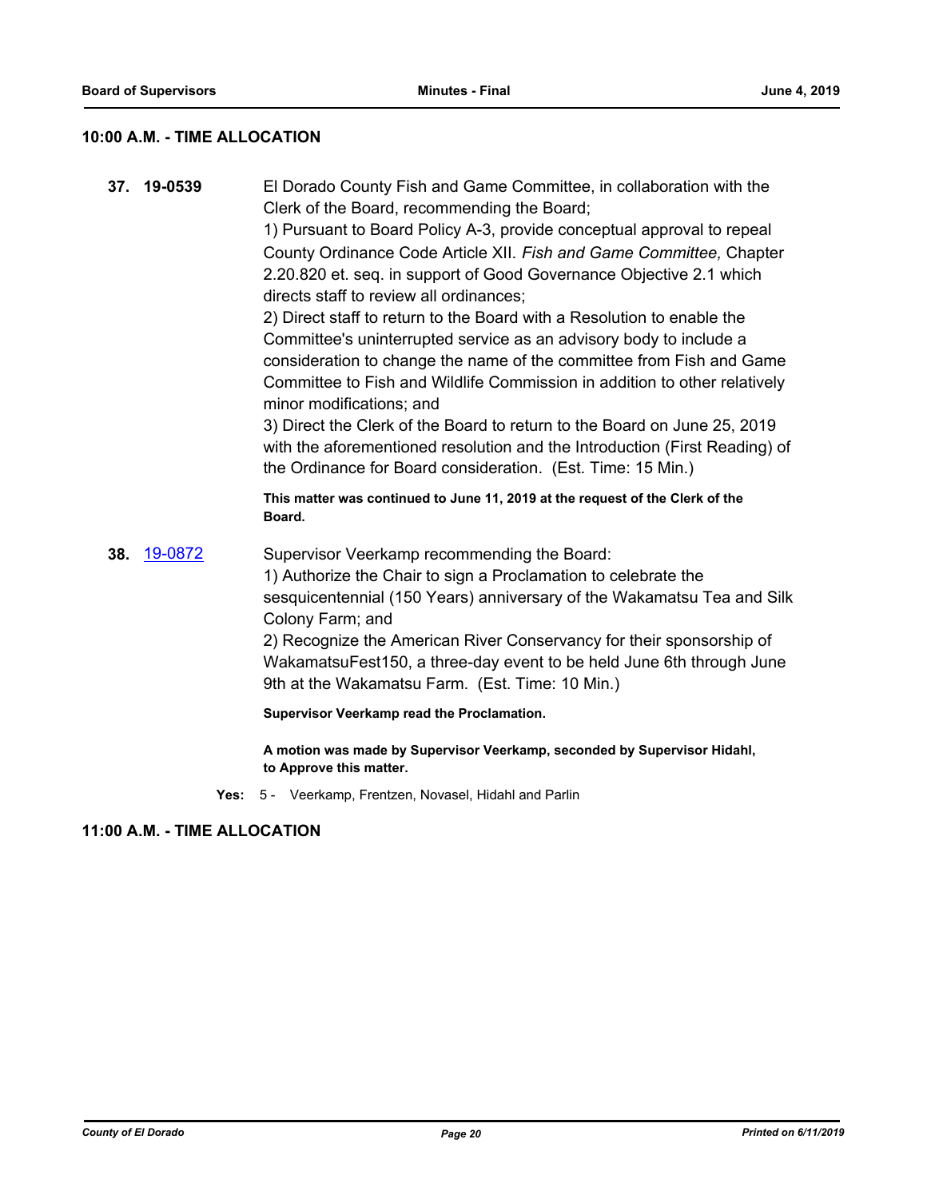## 10:00 A.M. - TIME ALLOCATION

**37. 19-0539**

El Dorado County Fish and Game Committee, in collaboration with the Clerk of the Board, recommending the Board;

1) Pursuant to Board Policy A-3, provide conceptual approval to repeal County Ordinance Code Article XII. *Fish and Game Committee,* Chapter 2.20.820 et. seq. in support of Good Governance Objective 2.1 which directs staff to review all ordinances;

2) Direct staff to return to the Board with a Resolution to enable the Committee's uninterrupted service as an advisory body to include a consideration to change the name of the committee from Fish and Game Committee to Fish and Wildlife Commission in addition to other relatively minor modifications; and

3) Direct the Clerk of the Board to return to the Board on June 25, 2019 with the aforementioned resolution and the Introduction (First Reading) of the Ordinance for Board consideration. (Est. Time: 15 Min.)

**This matter was continued to June 11, 2019 at the request of the Clerk of the Board.**

**38. 19-0872**

Supervisor Veerkamp recommending the Board:

1) Authorize the Chair to sign a Proclamation to celebrate the sesquicentennial (150 Years) anniversary of the Wakamatsu Tea and Silk Colony Farm; and

2) Recognize the American River Conservancy for their sponsorship of WakamatsuFest150, a three-day event to be held June 6th through June 9th at the Wakamatsu Farm. (Est. Time: 10 Min.)

**Supervisor Veerkamp read the Proclamation.**

**A motion was made by Supervisor Veerkamp, seconded by Supervisor Hidahl, to Approve this matter.**

**Yes:** 5 - Veerkamp, Frentzen, Novasel, Hidahl and Parlin

## 11:00 A.M. - TIME ALLOCATION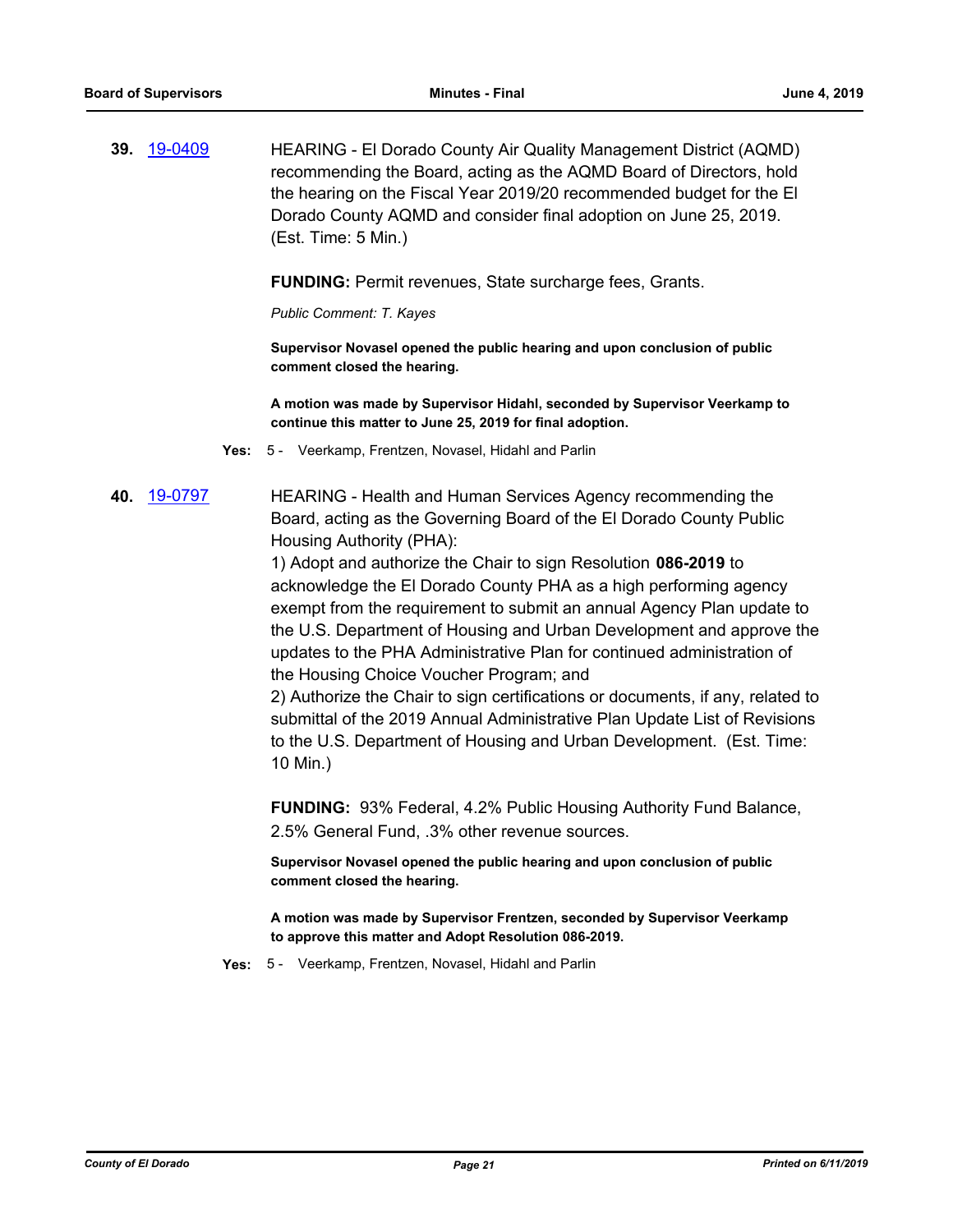**39.** [19-0409](19-0409)

HEARING - El Dorado County Air Quality Management District (AQMD) recommending the Board, acting as the AQMD Board of Directors, hold the hearing on the Fiscal Year 2019/20 recommended budget for the El Dorado County AQMD and consider final adoption on June 25, 2019. (Est. Time: 5 Min.)

**FUNDING:** Permit revenues, State surcharge fees, Grants.

*Public Comment: T. Kayes*

**Supervisor Novasel opened the public hearing and upon conclusion of public comment closed the hearing.**

**A motion was made by Supervisor Hidahl, seconded by Supervisor Veerkamp to continue this matter to June 25, 2019 for final adoption.**

**Yes:** 5 - Veerkamp, Frentzen, Novasel, Hidahl and Parlin

**40.** [19-0797](19-0797)

HEARING - Health and Human Services Agency recommending the Board, acting as the Governing Board of the El Dorado County Public Housing Authority (PHA):

1) Adopt and authorize the Chair to sign Resolution **086-2019** to acknowledge the El Dorado County PHA as a high performing agency exempt from the requirement to submit an annual Agency Plan update to the U.S. Department of Housing and Urban Development and approve the updates to the PHA Administrative Plan for continued administration of the Housing Choice Voucher Program; and

2) Authorize the Chair to sign certifications or documents, if any, related to submittal of the 2019 Annual Administrative Plan Update List of Revisions to the U.S. Department of Housing and Urban Development. (Est. Time: 10 Min.)

**FUNDING:** 93% Federal, 4.2% Public Housing Authority Fund Balance, 2.5% General Fund, .3% other revenue sources.

**Supervisor Novasel opened the public hearing and upon conclusion of public comment closed the hearing.**

**A motion was made by Supervisor Frentzen, seconded by Supervisor Veerkamp to approve this matter and Adopt Resolution 086-2019.**

**Yes:** 5 - Veerkamp, Frentzen, Novasel, Hidahl and Parlin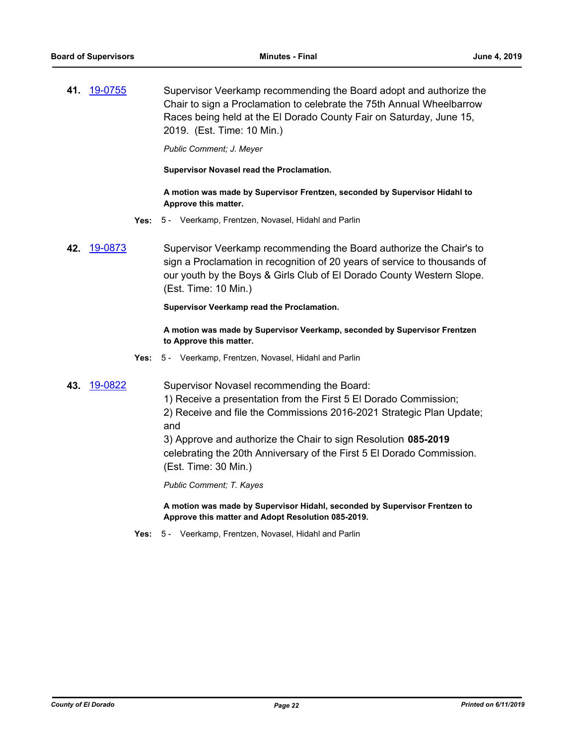**41.** 19-0755 Supervisor Veerkamp recommending the Board adopt and authorize the Chair to sign a Proclamation to celebrate the 75th Annual Wheelbarrow Races being held at the El Dorado County Fair on Saturday, June 15, 2019. (Est. Time: 10 Min.)

*Public Comment; J. Meyer*

**Supervisor Novasel read the Proclamation.**

**A motion was made by Supervisor Frentzen, seconded by Supervisor Hidahl to Approve this matter.**

**Yes:** 5 - Veerkamp, Frentzen, Novasel, Hidahl and Parlin

**42.** 19-0873 Supervisor Veerkamp recommending the Board authorize the Chair's to sign a Proclamation in recognition of 20 years of service to thousands of our youth by the Boys & Girls Club of El Dorado County Western Slope. (Est. Time: 10 Min.)

**Supervisor Veerkamp read the Proclamation.**

**A motion was made by Supervisor Veerkamp, seconded by Supervisor Frentzen to Approve this matter.**

**Yes:** 5 - Veerkamp, Frentzen, Novasel, Hidahl and Parlin

**43.** 19-0822 Supervisor Novasel recommending the Board:

1) Receive a presentation from the First 5 El Dorado Commission;
2) Receive and file the Commissions 2016-2021 Strategic Plan Update; and
3) Approve and authorize the Chair to sign Resolution **085-2019** celebrating the 20th Anniversary of the First 5 El Dorado Commission. (Est. Time: 30 Min.)

*Public Comment; T. Kayes*

**A motion was made by Supervisor Hidahl, seconded by Supervisor Frentzen to Approve this matter and Adopt Resolution 085-2019.**

**Yes:** 5 - Veerkamp, Frentzen, Novasel, Hidahl and Parlin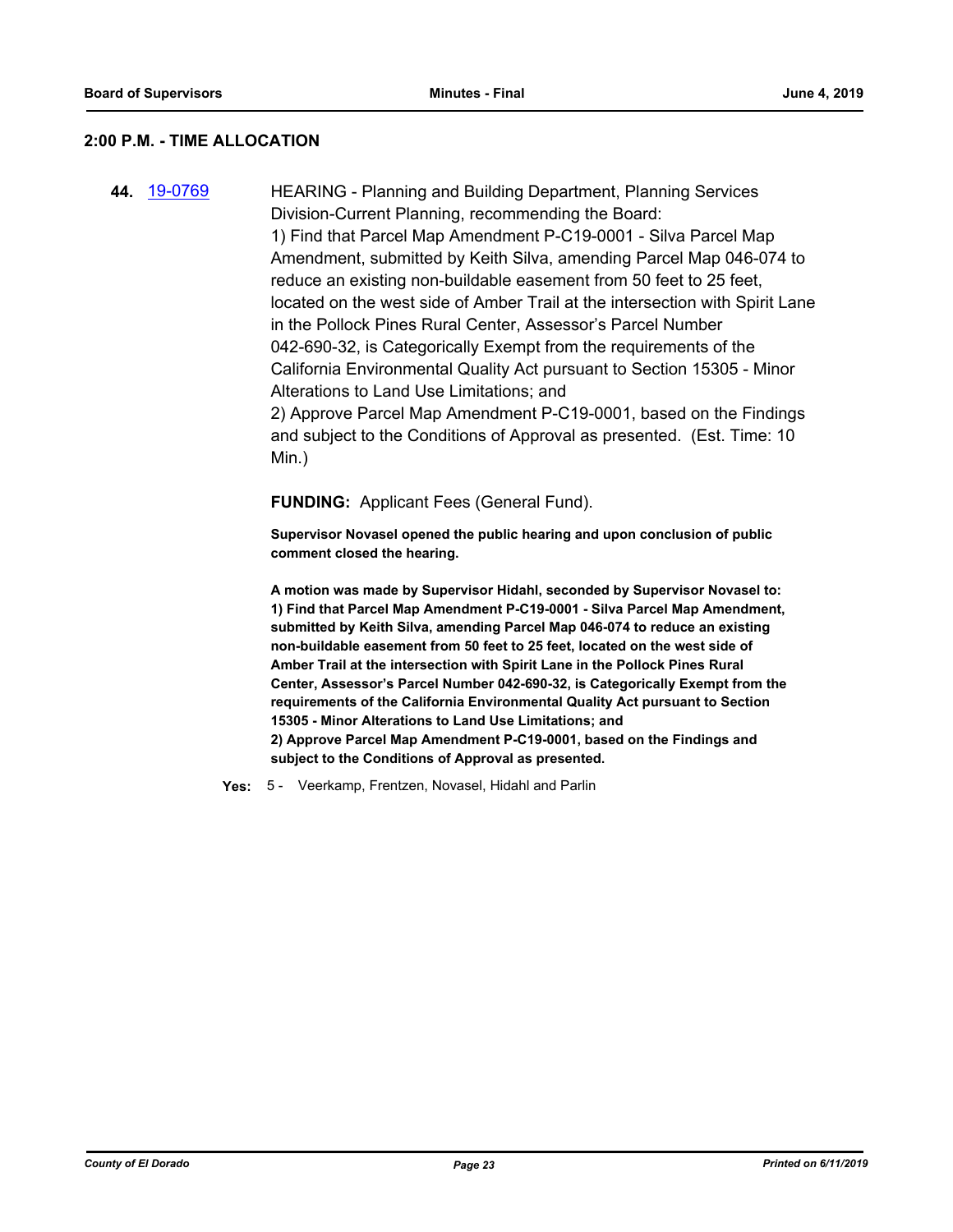## 2:00 P.M. - TIME ALLOCATION

**44.** 19-0769

HEARING - Planning and Building Department, Planning Services Division-Current Planning, recommending the Board:
1) Find that Parcel Map Amendment P-C19-0001 - Silva Parcel Map Amendment, submitted by Keith Silva, amending Parcel Map 046-074 to reduce an existing non-buildable easement from 50 feet to 25 feet, located on the west side of Amber Trail at the intersection with Spirit Lane in the Pollock Pines Rural Center, Assessor's Parcel Number 042-690-32, is Categorically Exempt from the requirements of the California Environmental Quality Act pursuant to Section 15305 - Minor Alterations to Land Use Limitations; and
2) Approve Parcel Map Amendment P-C19-0001, based on the Findings and subject to the Conditions of Approval as presented. (Est. Time: 10 Min.)

**FUNDING:** Applicant Fees (General Fund).

**Supervisor Novasel opened the public hearing and upon conclusion of public comment closed the hearing.**

**A motion was made by Supervisor Hidahl, seconded by Supervisor Novasel to:**
**1) Find that Parcel Map Amendment P-C19-0001 - Silva Parcel Map Amendment, submitted by Keith Silva, amending Parcel Map 046-074 to reduce an existing non-buildable easement from 50 feet to 25 feet, located on the west side of Amber Trail at the intersection with Spirit Lane in the Pollock Pines Rural Center, Assessor's Parcel Number 042-690-32, is Categorically Exempt from the requirements of the California Environmental Quality Act pursuant to Section 15305 - Minor Alterations to Land Use Limitations; and**
**2) Approve Parcel Map Amendment P-C19-0001, based on the Findings and subject to the Conditions of Approval as presented.**

**Yes:** 5 - Veerkamp, Frentzen, Novasel, Hidahl and Parlin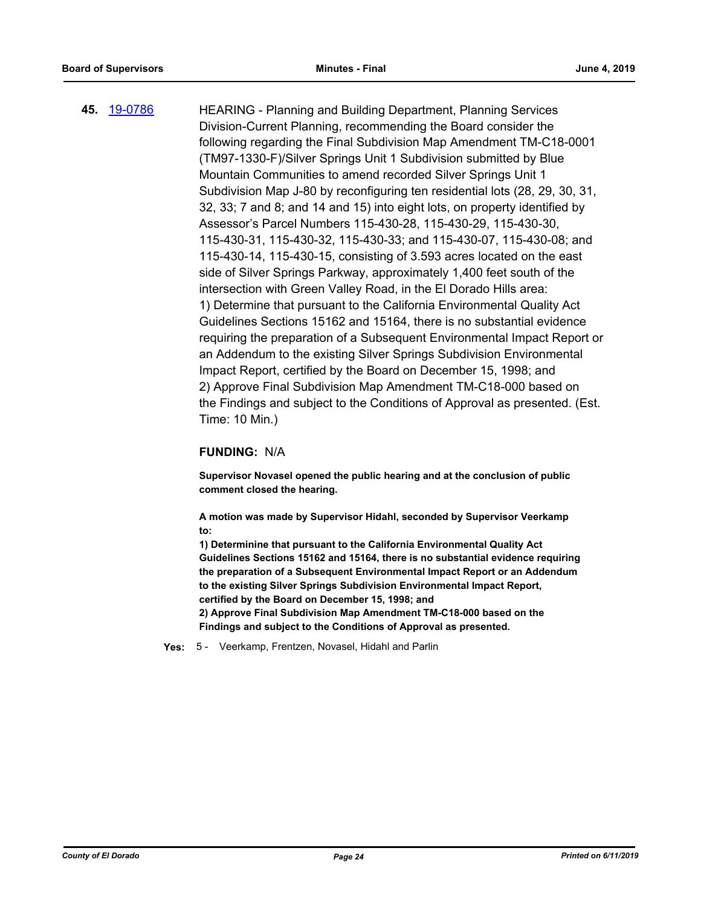**45.** [19-0786](19-0786)

HEARING - Planning and Building Department, Planning Services Division-Current Planning, recommending the Board consider the following regarding the Final Subdivision Map Amendment TM-C18-0001 (TM97-1330-F)/Silver Springs Unit 1 Subdivision submitted by Blue Mountain Communities to amend recorded Silver Springs Unit 1 Subdivision Map J-80 by reconfiguring ten residential lots (28, 29, 30, 31, 32, 33; 7 and 8; and 14 and 15) into eight lots, on property identified by Assessor's Parcel Numbers 115-430-28, 115-430-29, 115-430-30, 115-430-31, 115-430-32, 115-430-33; and 115-430-07, 115-430-08; and 115-430-14, 115-430-15, consisting of 3.593 acres located on the east side of Silver Springs Parkway, approximately 1,400 feet south of the intersection with Green Valley Road, in the El Dorado Hills area:
1) Determine that pursuant to the California Environmental Quality Act Guidelines Sections 15162 and 15164, there is no substantial evidence requiring the preparation of a Subsequent Environmental Impact Report or an Addendum to the existing Silver Springs Subdivision Environmental Impact Report, certified by the Board on December 15, 1998; and
2) Approve Final Subdivision Map Amendment TM-C18-000 based on the Findings and subject to the Conditions of Approval as presented. (Est. Time: 10 Min.)

**FUNDING:** N/A

**Supervisor Novasel opened the public hearing and at the conclusion of public comment closed the hearing.**

**A motion was made by Supervisor Hidahl, seconded by Supervisor Veerkamp to:**
**1) Determinine that pursuant to the California Environmental Quality Act Guidelines Sections 15162 and 15164, there is no substantial evidence requiring the preparation of a Subsequent Environmental Impact Report or an Addendum to the existing Silver Springs Subdivision Environmental Impact Report, certified by the Board on December 15, 1998; and**
**2) Approve Final Subdivision Map Amendment TM-C18-000 based on the Findings and subject to the Conditions of Approval as presented.**

**Yes:** 5 - Veerkamp, Frentzen, Novasel, Hidahl and Parlin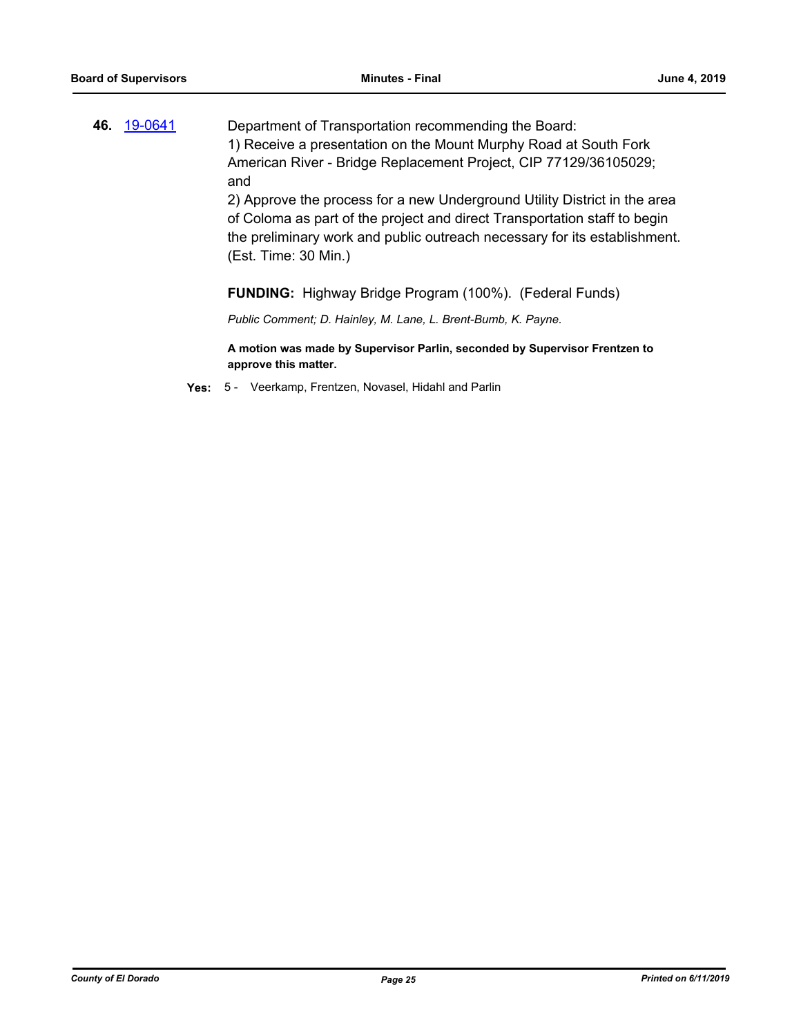**46.** 19-0641 Department of Transportation recommending the Board:
1) Receive a presentation on the Mount Murphy Road at South Fork American River - Bridge Replacement Project, CIP 77129/36105029; and
2) Approve the process for a new Underground Utility District in the area of Coloma as part of the project and direct Transportation staff to begin the preliminary work and public outreach necessary for its establishment. (Est. Time: 30 Min.)

**FUNDING:** Highway Bridge Program (100%). (Federal Funds)

*Public Comment; D. Hainley, M. Lane, L. Brent-Bumb, K. Payne.*

**A motion was made by Supervisor Parlin, seconded by Supervisor Frentzen to approve this matter.**

**Yes:** 5 - Veerkamp, Frentzen, Novasel, Hidahl and Parlin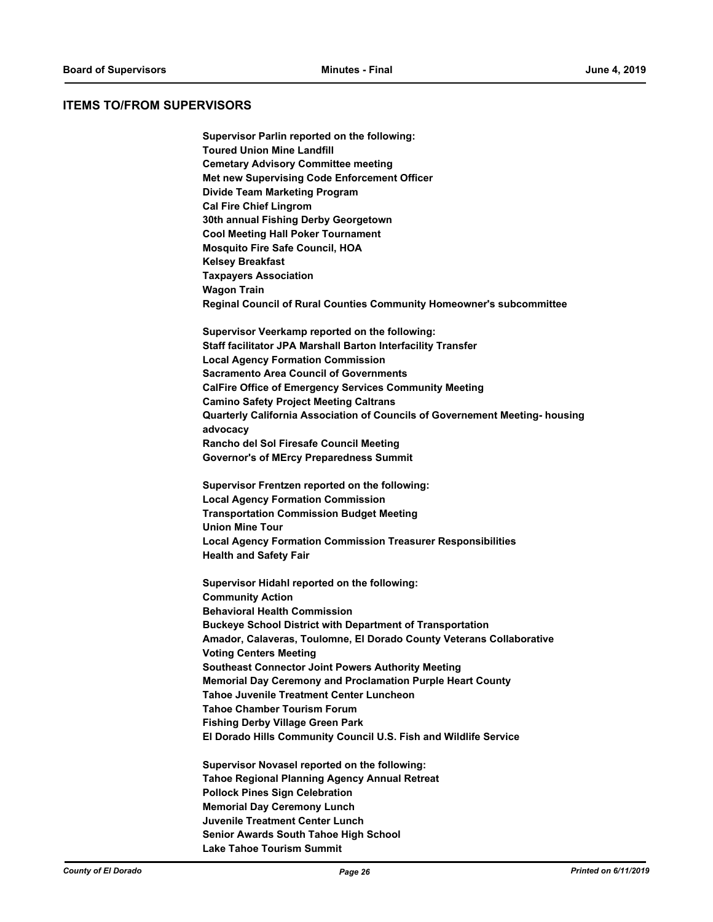## ITEMS TO/FROM SUPERVISORS

**Supervisor Parlin reported on the following:**
**Toured Union Mine Landfill**
**Cemetary Advisory Committee meeting**
**Met new Supervising Code Enforcement Officer**
**Divide Team Marketing Program**
**Cal Fire Chief Lingrom**
**30th annual Fishing Derby Georgetown**
**Cool Meeting Hall Poker Tournament**
**Mosquito Fire Safe Council, HOA**
**Kelsey Breakfast**
**Taxpayers Association**
**Wagon Train**
**Reginal Council of Rural Counties Community Homeowner's subcommittee**

**Supervisor Veerkamp reported on the following:**
**Staff facilitator JPA Marshall Barton Interfacility Transfer**
**Local Agency Formation Commission**
**Sacramento Area Council of Governments**
**CalFire Office of Emergency Services Community Meeting**
**Camino Safety Project Meeting Caltrans**
**Quarterly California Association of Councils of Governement Meeting- housing advocacy**
**Rancho del Sol Firesafe Council Meeting**
**Governor's of MErcy Preparedness Summit**

**Supervisor Frentzen reported on the following:**
**Local Agency Formation Commission**
**Transportation Commission Budget Meeting**
**Union Mine Tour**
**Local Agency Formation Commission Treasurer Responsibilities**
**Health and Safety Fair**

**Supervisor Hidahl reported on the following:**
**Community Action**
**Behavioral Health Commission**
**Buckeye School District with Department of Transportation**
**Amador, Calaveras, Toulomne, El Dorado County Veterans Collaborative**
**Voting Centers Meeting**
**Southeast Connector Joint Powers Authority Meeting**
**Memorial Day Ceremony and Proclamation Purple Heart County**
**Tahoe Juvenile Treatment Center Luncheon**
**Tahoe Chamber Tourism Forum**
**Fishing Derby Village Green Park**
**El Dorado Hills Community Council U.S. Fish and Wildlife Service**

**Supervisor Novasel reported on the following:**
**Tahoe Regional Planning Agency Annual Retreat**
**Pollock Pines Sign Celebration**
**Memorial Day Ceremony Lunch**
**Juvenile Treatment Center Lunch**
**Senior Awards South Tahoe High School**
**Lake Tahoe Tourism Summit**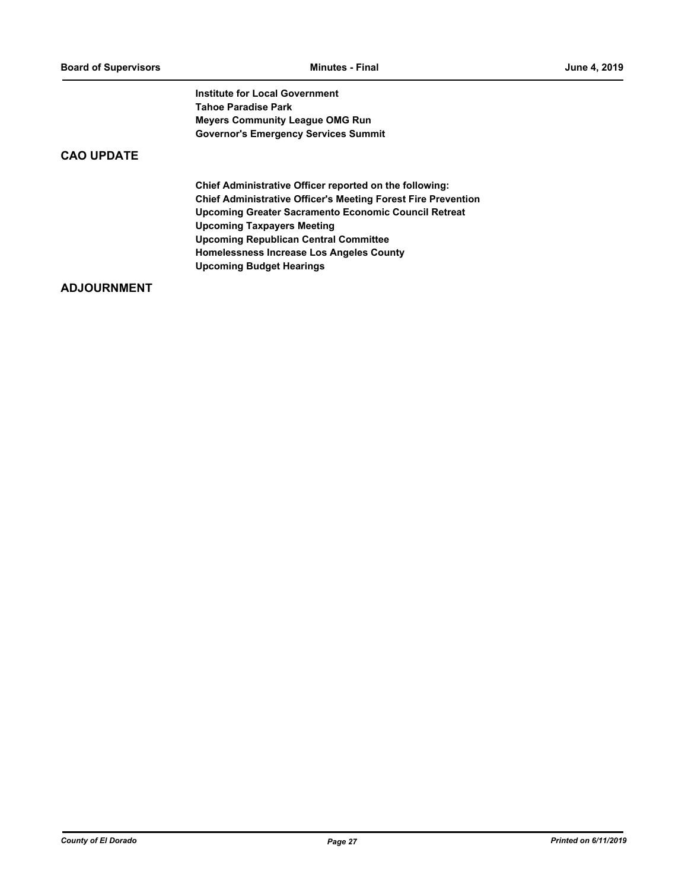**Institute for Local Government**
**Tahoe Paradise Park**
**Meyers Community League OMG Run**
**Governor's Emergency Services Summit**

## CAO UPDATE

**Chief Administrative Officer reported on the following:**
**Chief Administrative Officer's Meeting Forest Fire Prevention**
**Upcoming Greater Sacramento Economic Council Retreat**
**Upcoming Taxpayers Meeting**
**Upcoming Republican Central Committee**
**Homelessness Increase Los Angeles County**
**Upcoming Budget Hearings**

## ADJOURNMENT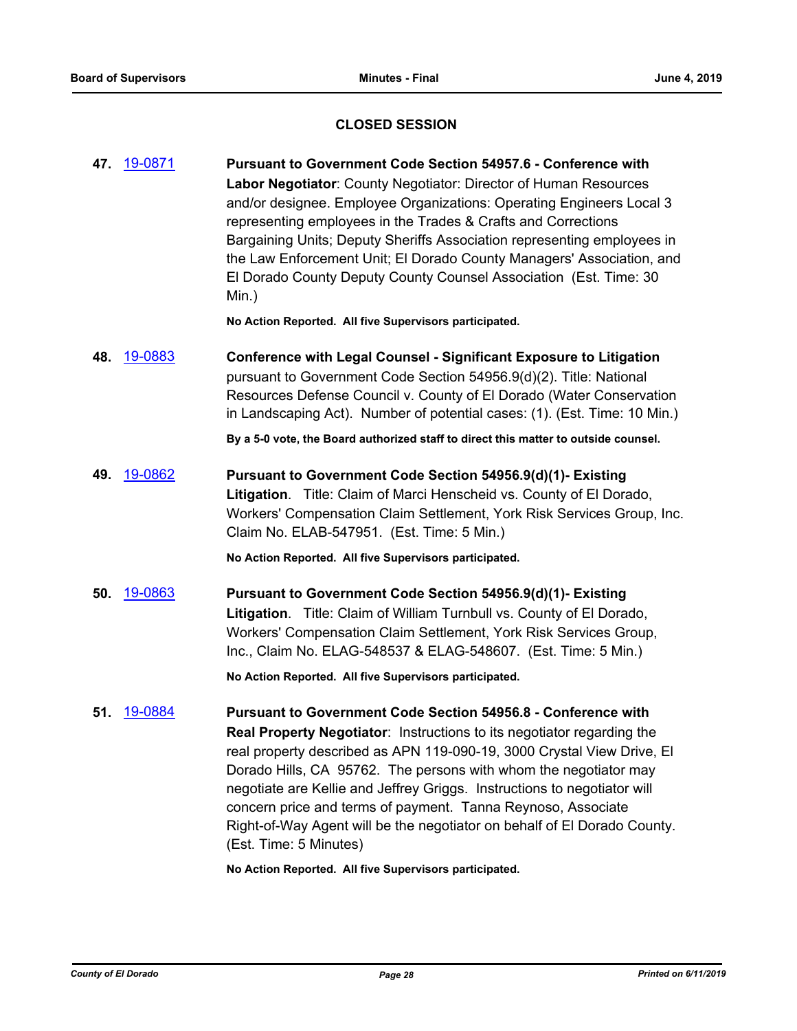## CLOSED SESSION

**47.** [19-0871](19-0871) **Pursuant to Government Code Section 54957.6 - Conference with Labor Negotiator**: County Negotiator: Director of Human Resources and/or designee. Employee Organizations: Operating Engineers Local 3 representing employees in the Trades & Crafts and Corrections Bargaining Units; Deputy Sheriffs Association representing employees in the Law Enforcement Unit; El Dorado County Managers' Association, and El Dorado County Deputy County Counsel Association (Est. Time: 30 Min.)

**No Action Reported. All five Supervisors participated.**

**48.** [19-0883](19-0883) **Conference with Legal Counsel - Significant Exposure to Litigation** pursuant to Government Code Section 54956.9(d)(2). Title: National Resources Defense Council v. County of El Dorado (Water Conservation in Landscaping Act). Number of potential cases: (1). (Est. Time: 10 Min.)

**By a 5-0 vote, the Board authorized staff to direct this matter to outside counsel.**

**49.** [19-0862](19-0862) **Pursuant to Government Code Section 54956.9(d)(1)- Existing Litigation**. Title: Claim of Marci Henscheid vs. County of El Dorado, Workers' Compensation Claim Settlement, York Risk Services Group, Inc. Claim No. ELAB-547951. (Est. Time: 5 Min.)

**No Action Reported. All five Supervisors participated.**

**50.** [19-0863](19-0863) **Pursuant to Government Code Section 54956.9(d)(1)- Existing Litigation**. Title: Claim of William Turnbull vs. County of El Dorado, Workers' Compensation Claim Settlement, York Risk Services Group, Inc., Claim No. ELAG-548537 & ELAG-548607. (Est. Time: 5 Min.)

**No Action Reported. All five Supervisors participated.**

**51.** [19-0884](19-0884) **Pursuant to Government Code Section 54956.8 - Conference with Real Property Negotiator**: Instructions to its negotiator regarding the real property described as APN 119-090-19, 3000 Crystal View Drive, El Dorado Hills, CA 95762. The persons with whom the negotiator may negotiate are Kellie and Jeffrey Griggs. Instructions to negotiator will concern price and terms of payment. Tanna Reynoso, Associate Right-of-Way Agent will be the negotiator on behalf of El Dorado County. (Est. Time: 5 Minutes)

**No Action Reported. All five Supervisors participated.**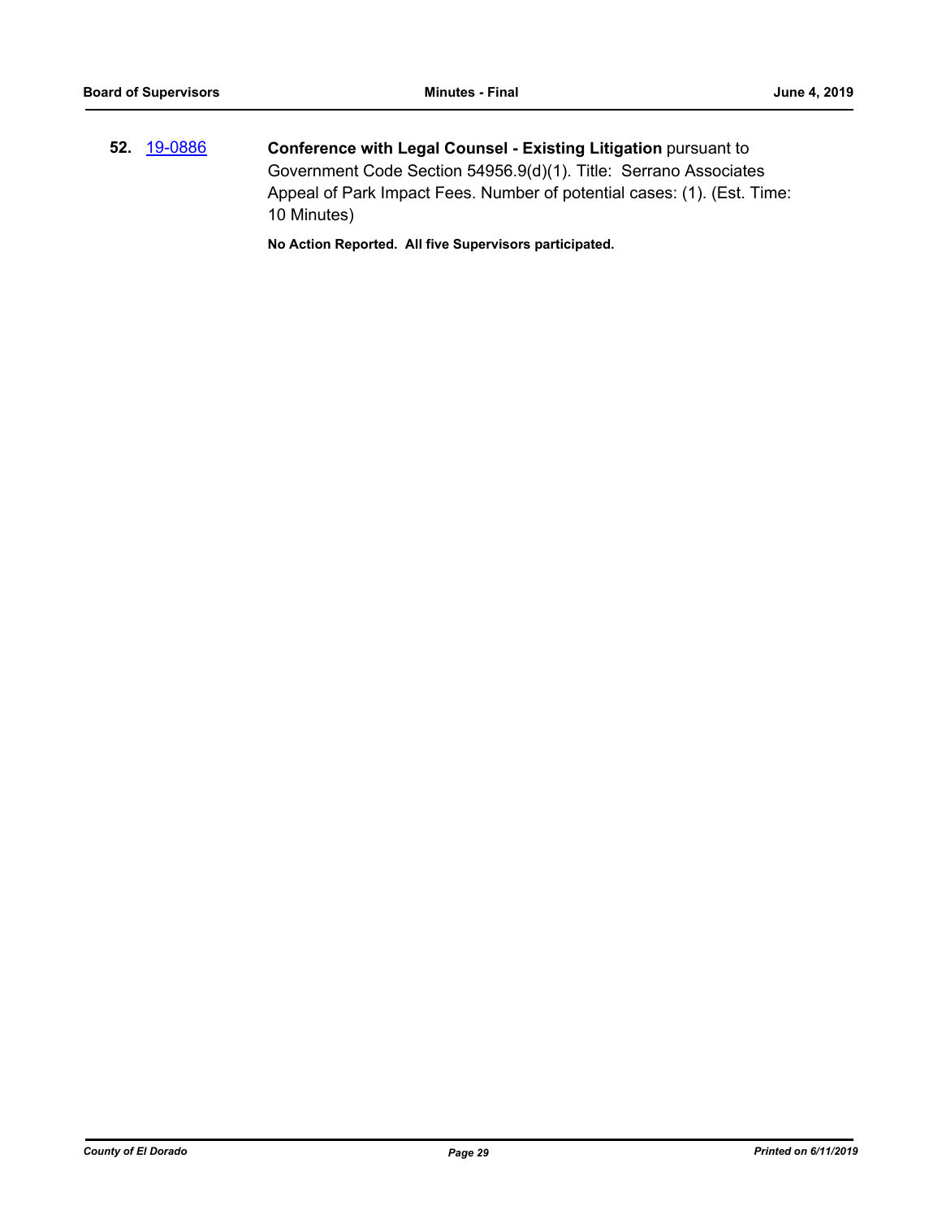**52.** 19-0886 **Conference with Legal Counsel - Existing Litigation** pursuant to Government Code Section 54956.9(d)(1). Title: Serrano Associates Appeal of Park Impact Fees. Number of potential cases: (1). (Est. Time: 10 Minutes)

**No Action Reported. All five Supervisors participated.**